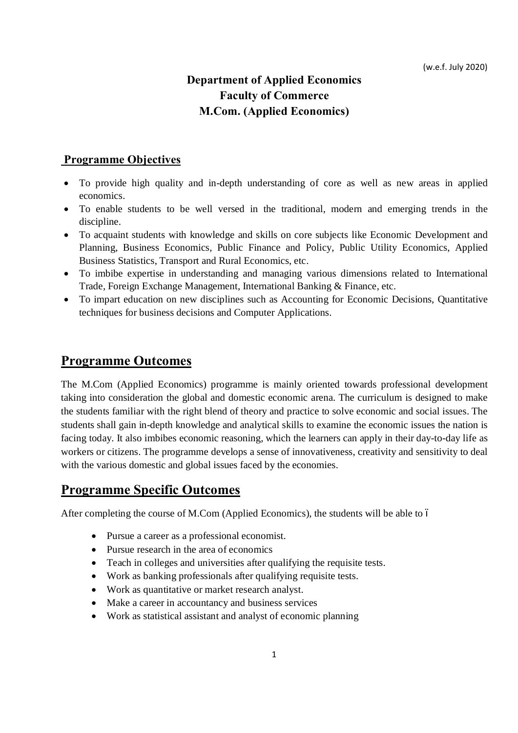(w.e.f. July 2020)

# Department of Applied Economics
# Faculty of Commerce
# M.Com. (Applied Economics)

## Programme Objectives

- To provide high quality and in-depth understanding of core as well as new areas in applied economics.
- To enable students to be well versed in the traditional, modern and emerging trends in the discipline.
- To acquaint students with knowledge and skills on core subjects like Economic Development and Planning, Business Economics, Public Finance and Policy, Public Utility Economics, Applied Business Statistics, Transport and Rural Economics, etc.
- To imbibe expertise in understanding and managing various dimensions related to International Trade, Foreign Exchange Management, International Banking & Finance, etc.
- To impart education on new disciplines such as Accounting for Economic Decisions, Quantitative techniques for business decisions and Computer Applications.

## Programme Outcomes

The M.Com (Applied Economics) programme is mainly oriented towards professional development taking into consideration the global and domestic economic arena. The curriculum is designed to make the students familiar with the right blend of theory and practice to solve economic and social issues. The students shall gain in-depth knowledge and analytical skills to examine the economic issues the nation is facing today. It also imbibes economic reasoning, which the learners can apply in their day-to-day life as workers or citizens. The programme develops a sense of innovativeness, creativity and sensitivity to deal with the various domestic and global issues faced by the economies.

## Programme Specific Outcomes

After completing the course of M.Com (Applied Economics), the students will be able to –

- Pursue a career as a professional economist.
- Pursue research in the area of economics
- Teach in colleges and universities after qualifying the requisite tests.
- Work as banking professionals after qualifying requisite tests.
- Work as quantitative or market research analyst.
- Make a career in accountancy and business services
- Work as statistical assistant and analyst of economic planning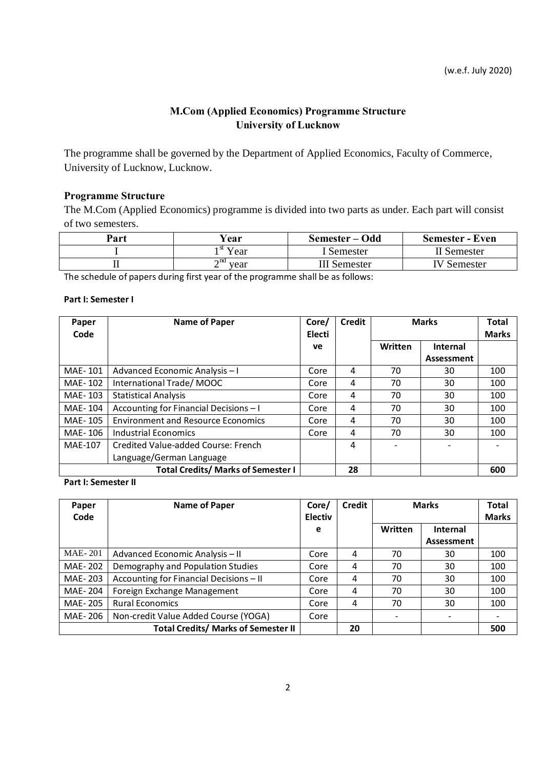(w.e.f. July 2020)

# M.Com (Applied Economics) Programme Structure
## University of Lucknow

The programme shall be governed by the Department of Applied Economics, Faculty of Commerce, University of Lucknow, Lucknow.

### Programme Structure

The M.Com (Applied Economics) programme is divided into two parts as under. Each part will consist of two semesters.

| Part | Year | Semester – Odd | Semester - Even |
|---|---|---|---|
| I | 1st Year | I Semester | II Semester |
| II | 2nd year | III Semester | IV Semester |

The schedule of papers during first year of the programme shall be as follows:

**Part I: Semester I**

| Paper Code | Name of Paper | Core/ Elective | Credit | Marks | | Total Marks |
|---|---|---|---|---|---|---|
| | | | | Written | Internal Assessment | |
| MAE- 101 | Advanced Economic Analysis – I | Core | 4 | 70 | 30 | 100 |
| MAE- 102 | International Trade/ MOOC | Core | 4 | 70 | 30 | 100 |
| MAE- 103 | Statistical Analysis | Core | 4 | 70 | 30 | 100 |
| MAE- 104 | Accounting for Financial Decisions – I | Core | 4 | 70 | 30 | 100 |
| MAE- 105 | Environment and Resource Economics | Core | 4 | 70 | 30 | 100 |
| MAE- 106 | Industrial Economics | Core | 4 | 70 | 30 | 100 |
| MAE-107 | Credited Value-added Course: French Language/German Language | | 4 | - | - | - |
| **Total Credits/ Marks of Semester I** | | | **28** | | | **600** |

**Part I: Semester II**

| Paper Code | Name of Paper | Core/ Elective | Credit | Marks | | Total Marks |
|---|---|---|---|---|---|---|
| | | | | Written | Internal Assessment | |
| MAE- 201 | Advanced Economic Analysis – II | Core | 4 | 70 | 30 | 100 |
| MAE- 202 | Demography and Population Studies | Core | 4 | 70 | 30 | 100 |
| MAE- 203 | Accounting for Financial Decisions – II | Core | 4 | 70 | 30 | 100 |
| MAE- 204 | Foreign Exchange Management | Core | 4 | 70 | 30 | 100 |
| MAE- 205 | Rural Economics | Core | 4 | 70 | 30 | 100 |
| MAE- 206 | Non-credit Value Added Course (YOGA) | Core | | - | - | - |
| **Total Credits/ Marks of Semester II** | | | **20** | | | **500** |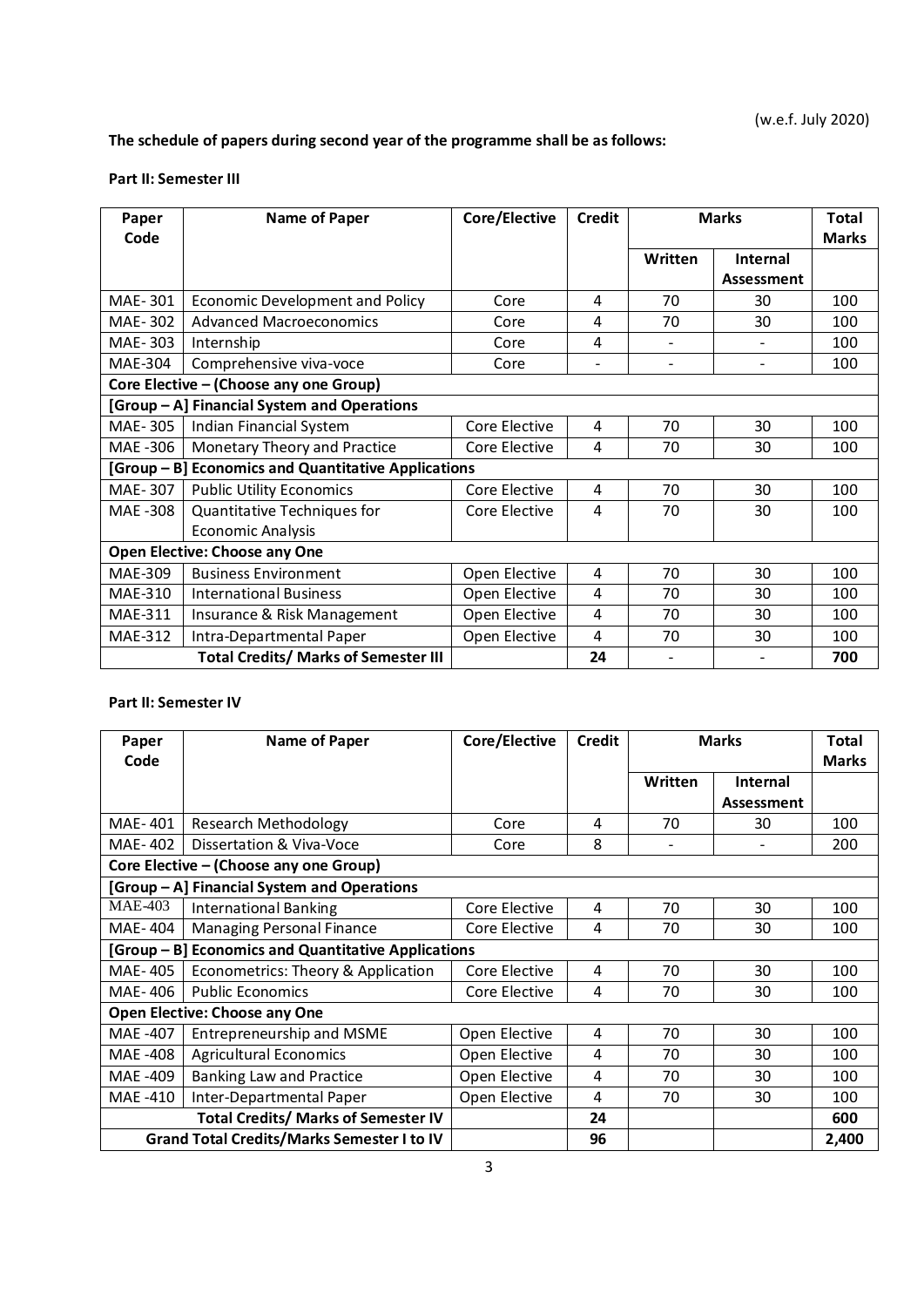(w.e.f. July 2020)

**The schedule of papers during second year of the programme shall be as follows:**

**Part II: Semester III**

| Paper Code | Name of Paper | Core/Elective | Credit | Marks | | Total Marks |
|---|---|---|---|---|---|---|
| | | | | Written | Internal Assessment | |
| MAE- 301 | Economic Development and Policy | Core | 4 | 70 | 30 | 100 |
| MAE- 302 | Advanced Macroeconomics | Core | 4 | 70 | 30 | 100 |
| MAE- 303 | Internship | Core | 4 | - | - | 100 |
| MAE-304 | Comprehensive viva-voce | Core | - | - | - | 100 |
| **Core Elective – (Choose any one Group)** | | | | | | |
| **[Group – A] Financial System and Operations** | | | | | | |
| MAE- 305 | Indian Financial System | Core Elective | 4 | 70 | 30 | 100 |
| MAE -306 | Monetary Theory and Practice | Core Elective | 4 | 70 | 30 | 100 |
| **[Group – B] Economics and Quantitative Applications** | | | | | | |
| MAE- 307 | Public Utility Economics | Core Elective | 4 | 70 | 30 | 100 |
| MAE -308 | Quantitative Techniques for Economic Analysis | Core Elective | 4 | 70 | 30 | 100 |
| **Open Elective: Choose any One** | | | | | | |
| MAE-309 | Business Environment | Open Elective | 4 | 70 | 30 | 100 |
| MAE-310 | International Business | Open Elective | 4 | 70 | 30 | 100 |
| MAE-311 | Insurance & Risk Management | Open Elective | 4 | 70 | 30 | 100 |
| MAE-312 | Intra-Departmental Paper | Open Elective | 4 | 70 | 30 | 100 |
| | **Total Credits/ Marks of Semester III** | | **24** | - | - | **700** |

**Part II: Semester IV**

| Paper Code | Name of Paper | Core/Elective | Credit | Marks | | Total Marks |
|---|---|---|---|---|---|---|
| | | | | Written | Internal Assessment | |
| MAE- 401 | Research Methodology | Core | 4 | 70 | 30 | 100 |
| MAE- 402 | Dissertation & Viva-Voce | Core | 8 | - | - | 200 |
| **Core Elective – (Choose any one Group)** | | | | | | |
| **[Group – A] Financial System and Operations** | | | | | | |
| MAE-403 | International Banking | Core Elective | 4 | 70 | 30 | 100 |
| MAE- 404 | Managing Personal Finance | Core Elective | 4 | 70 | 30 | 100 |
| **[Group – B] Economics and Quantitative Applications** | | | | | | |
| MAE- 405 | Econometrics: Theory & Application | Core Elective | 4 | 70 | 30 | 100 |
| MAE- 406 | Public Economics | Core Elective | 4 | 70 | 30 | 100 |
| **Open Elective: Choose any One** | | | | | | |
| MAE -407 | Entrepreneurship and MSME | Open Elective | 4 | 70 | 30 | 100 |
| MAE -408 | Agricultural Economics | Open Elective | 4 | 70 | 30 | 100 |
| MAE -409 | Banking Law and Practice | Open Elective | 4 | 70 | 30 | 100 |
| MAE -410 | Inter-Departmental Paper | Open Elective | 4 | 70 | 30 | 100 |
| | **Total Credits/ Marks of Semester IV** | | **24** | | | **600** |
| | **Grand Total Credits/Marks Semester I to IV** | | **96** | | | **2,400** |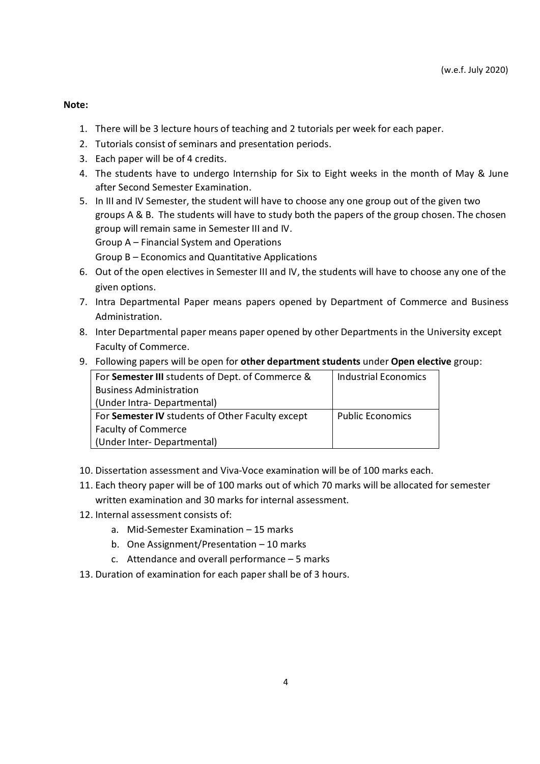(w.e.f. July 2020)

**Note:**

1. There will be 3 lecture hours of teaching and 2 tutorials per week for each paper.
2. Tutorials consist of seminars and presentation periods.
3. Each paper will be of 4 credits.
4. The students have to undergo Internship for Six to Eight weeks in the month of May & June after Second Semester Examination.
5. In III and IV Semester, the student will have to choose any one group out of the given two groups A & B. The students will have to study both the papers of the group chosen. The chosen group will remain same in Semester III and IV.
   Group A – Financial System and Operations
   Group B – Economics and Quantitative Applications
6. Out of the open electives in Semester III and IV, the students will have to choose any one of the given options.
7. Intra Departmental Paper means papers opened by Department of Commerce and Business Administration.
8. Inter Departmental paper means paper opened by other Departments in the University except Faculty of Commerce.
9. Following papers will be open for **other department students** under **Open elective** group:

| | |
|---|---|
| For **Semester III** students of Dept. of Commerce & Business Administration (Under Intra- Departmental) | Industrial Economics |
| For **Semester IV** students of Other Faculty except Faculty of Commerce (Under Inter- Departmental) | Public Economics |

10. Dissertation assessment and Viva-Voce examination will be of 100 marks each.
11. Each theory paper will be of 100 marks out of which 70 marks will be allocated for semester written examination and 30 marks for internal assessment.
12. Internal assessment consists of:
    a. Mid-Semester Examination – 15 marks
    b. One Assignment/Presentation – 10 marks
    c. Attendance and overall performance – 5 marks
13. Duration of examination for each paper shall be of 3 hours.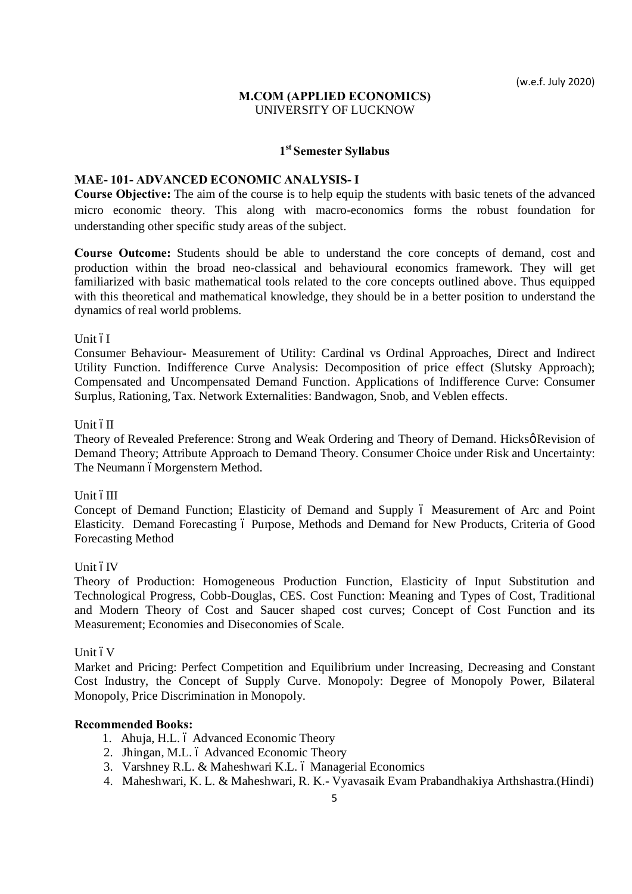(w.e.f. July 2020)

**M.COM (APPLIED ECONOMICS)**
UNIVERSITY OF LUCKNOW

**1st Semester Syllabus**

**MAE- 101- ADVANCED ECONOMIC ANALYSIS- I**

**Course Objective:** The aim of the course is to help equip the students with basic tenets of the advanced micro economic theory. This along with macro-economics forms the robust foundation for understanding other specific study areas of the subject.

**Course Outcome:** Students should be able to understand the core concepts of demand, cost and production within the broad neo-classical and behavioural economics framework. They will get familiarized with basic mathematical tools related to the core concepts outlined above. Thus equipped with this theoretical and mathematical knowledge, they should be in a better position to understand the dynamics of real world problems.

Unit – I

Consumer Behaviour- Measurement of Utility: Cardinal vs Ordinal Approaches, Direct and Indirect Utility Function. Indifference Curve Analysis: Decomposition of price effect (Slutsky Approach); Compensated and Uncompensated Demand Function. Applications of Indifference Curve: Consumer Surplus, Rationing, Tax. Network Externalities: Bandwagon, Snob, and Veblen effects.

Unit – II

Theory of Revealed Preference: Strong and Weak Ordering and Theory of Demand. Hicks' Revision of Demand Theory; Attribute Approach to Demand Theory. Consumer Choice under Risk and Uncertainty: The Neumann – Morgenstern Method.

Unit – III

Concept of Demand Function; Elasticity of Demand and Supply – Measurement of Arc and Point Elasticity. Demand Forecasting – Purpose, Methods and Demand for New Products, Criteria of Good Forecasting Method

Unit – IV

Theory of Production: Homogeneous Production Function, Elasticity of Input Substitution and Technological Progress, Cobb-Douglas, CES. Cost Function: Meaning and Types of Cost, Traditional and Modern Theory of Cost and Saucer shaped cost curves; Concept of Cost Function and its Measurement; Economies and Diseconomies of Scale.

Unit – V

Market and Pricing: Perfect Competition and Equilibrium under Increasing, Decreasing and Constant Cost Industry, the Concept of Supply Curve. Monopoly: Degree of Monopoly Power, Bilateral Monopoly, Price Discrimination in Monopoly.

**Recommended Books:**

1. Ahuja, H.L. – Advanced Economic Theory
2. Jhingan, M.L. – Advanced Economic Theory
3. Varshney R.L. & Maheshwari K.L. – Managerial Economics
4. Maheshwari, K. L. & Maheshwari, R. K.- Vyavasaik Evam Prabandhakiya Arthshastra.(Hindi)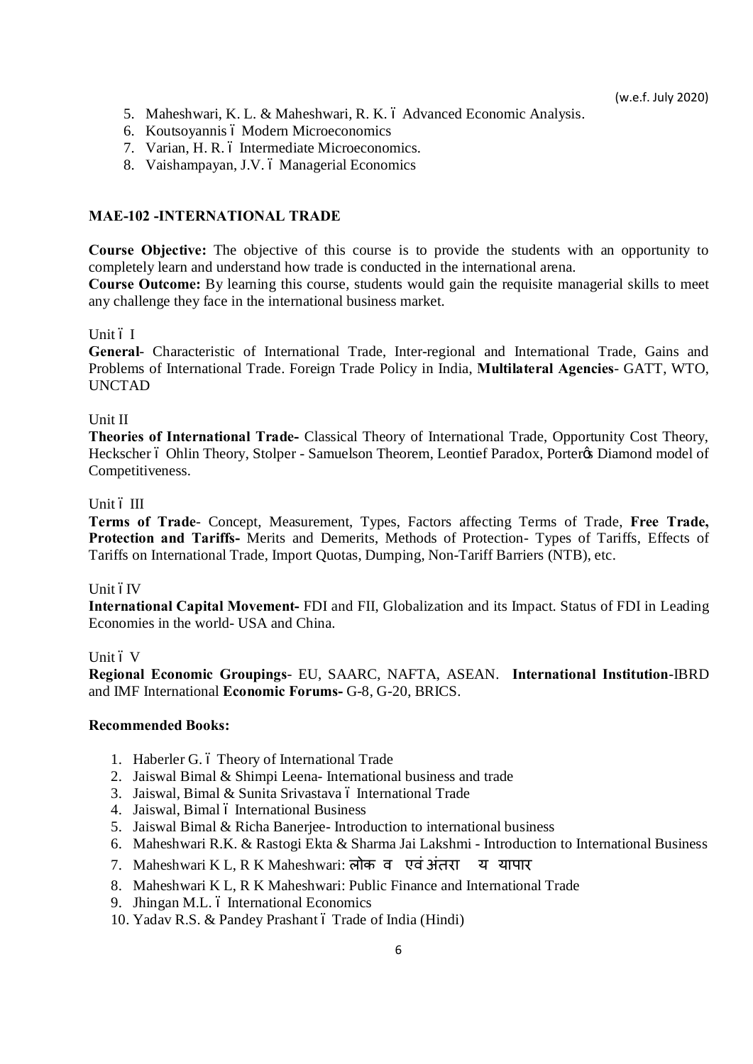5. Maheshwari, K. L. & Maheshwari, R. K. – Advanced Economic Analysis.
6. Koutsoyannis – Modern Microeconomics
7. Varian, H. R. – Intermediate Microeconomics.
8. Vaishampayan, J.V. – Managerial Economics

## MAE-102 -INTERNATIONAL TRADE

**Course Objective:** The objective of this course is to provide the students with an opportunity to completely learn and understand how trade is conducted in the international arena.

**Course Outcome:** By learning this course, students would gain the requisite managerial skills to meet any challenge they face in the international business market.

Unit – I

**General**- Characteristic of International Trade, Inter-regional and International Trade, Gains and Problems of International Trade. Foreign Trade Policy in India, **Multilateral Agencies**- GATT, WTO, UNCTAD

Unit II

**Theories of International Trade-** Classical Theory of International Trade, Opportunity Cost Theory, Heckscher – Ohlin Theory, Stolper - Samuelson Theorem, Leontief Paradox, Porter's Diamond model of Competitiveness.

Unit – III

**Terms of Trade**- Concept, Measurement, Types, Factors affecting Terms of Trade, **Free Trade, Protection and Tariffs-** Merits and Demerits, Methods of Protection- Types of Tariffs, Effects of Tariffs on International Trade, Import Quotas, Dumping, Non-Tariff Barriers (NTB), etc.

Unit – IV

**International Capital Movement-** FDI and FII, Globalization and its Impact. Status of FDI in Leading Economies in the world- USA and China.

Unit – V

**Regional Economic Groupings**- EU, SAARC, NAFTA, ASEAN. **International Institution**-IBRD and IMF International **Economic Forums-** G-8, G-20, BRICS.

**Recommended Books:**

1. Haberler G. – Theory of International Trade
2. Jaiswal Bimal & Shimpi Leena- International business and trade
3. Jaiswal, Bimal & Sunita Srivastava – International Trade
4. Jaiswal, Bimal – International Business
5. Jaiswal Bimal & Richa Banerjee- Introduction to international business
6. Maheshwari R.K. & Rastogi Ekta & Sharma Jai Lakshmi - Introduction to International Business
7. Maheshwari K L, R K Maheshwari: लोक व एवं अंतरा य यापार
8. Maheshwari K L, R K Maheshwari: Public Finance and International Trade
9. Jhingan M.L. – International Economics
10. Yadav R.S. & Pandey Prashant – Trade of India (Hindi)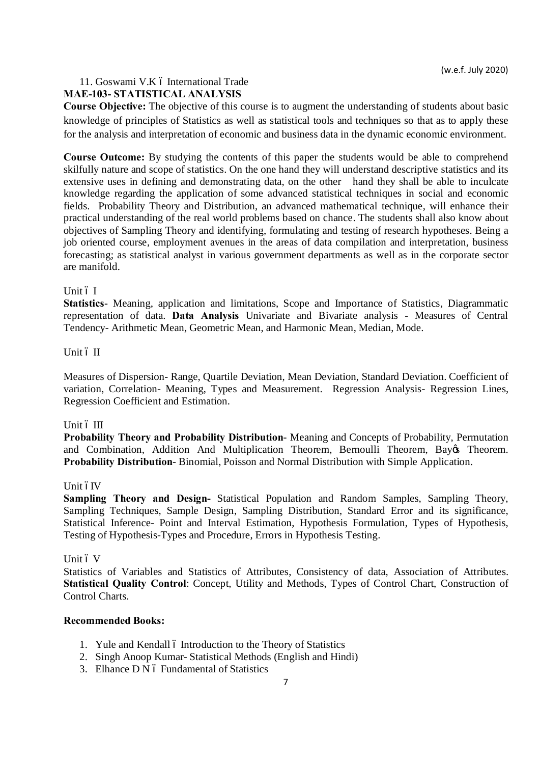11. Goswami V.K – International Trade

**MAE-103- STATISTICAL ANALYSIS**

**Course Objective:** The objective of this course is to augment the understanding of students about basic knowledge of principles of Statistics as well as statistical tools and techniques so that as to apply these for the analysis and interpretation of economic and business data in the dynamic economic environment.

**Course Outcome:** By studying the contents of this paper the students would be able to comprehend skilfully nature and scope of statistics. On the one hand they will understand descriptive statistics and its extensive uses in defining and demonstrating data, on the other hand they shall be able to inculcate knowledge regarding the application of some advanced statistical techniques in social and economic fields. Probability Theory and Distribution, an advanced mathematical technique, will enhance their practical understanding of the real world problems based on chance. The students shall also know about objectives of Sampling Theory and identifying, formulating and testing of research hypotheses. Being a job oriented course, employment avenues in the areas of data compilation and interpretation, business forecasting; as statistical analyst in various government departments as well as in the corporate sector are manifold.

Unit – I

**Statistics**- Meaning, application and limitations, Scope and Importance of Statistics, Diagrammatic representation of data. **Data Analysis** Univariate and Bivariate analysis - Measures of Central Tendency- Arithmetic Mean, Geometric Mean, and Harmonic Mean, Median, Mode.

Unit – II

Measures of Dispersion- Range, Quartile Deviation, Mean Deviation, Standard Deviation. Coefficient of variation, Correlation- Meaning, Types and Measurement. Regression Analysis- Regression Lines, Regression Coefficient and Estimation.

Unit – III

**Probability Theory and Probability Distribution**- Meaning and Concepts of Probability, Permutation and Combination, Addition And Multiplication Theorem, Bernoulli Theorem, Bay's Theorem. **Probability Distribution**- Binomial, Poisson and Normal Distribution with Simple Application.

Unit –IV

**Sampling Theory and Design-** Statistical Population and Random Samples, Sampling Theory, Sampling Techniques, Sample Design, Sampling Distribution, Standard Error and its significance, Statistical Inference- Point and Interval Estimation, Hypothesis Formulation, Types of Hypothesis, Testing of Hypothesis-Types and Procedure, Errors in Hypothesis Testing.

Unit – V

Statistics of Variables and Statistics of Attributes, Consistency of data, Association of Attributes. **Statistical Quality Control**: Concept, Utility and Methods, Types of Control Chart, Construction of Control Charts.

**Recommended Books:**

1. Yule and Kendall – Introduction to the Theory of Statistics
2. Singh Anoop Kumar- Statistical Methods (English and Hindi)
3. Elhance D N – Fundamental of Statistics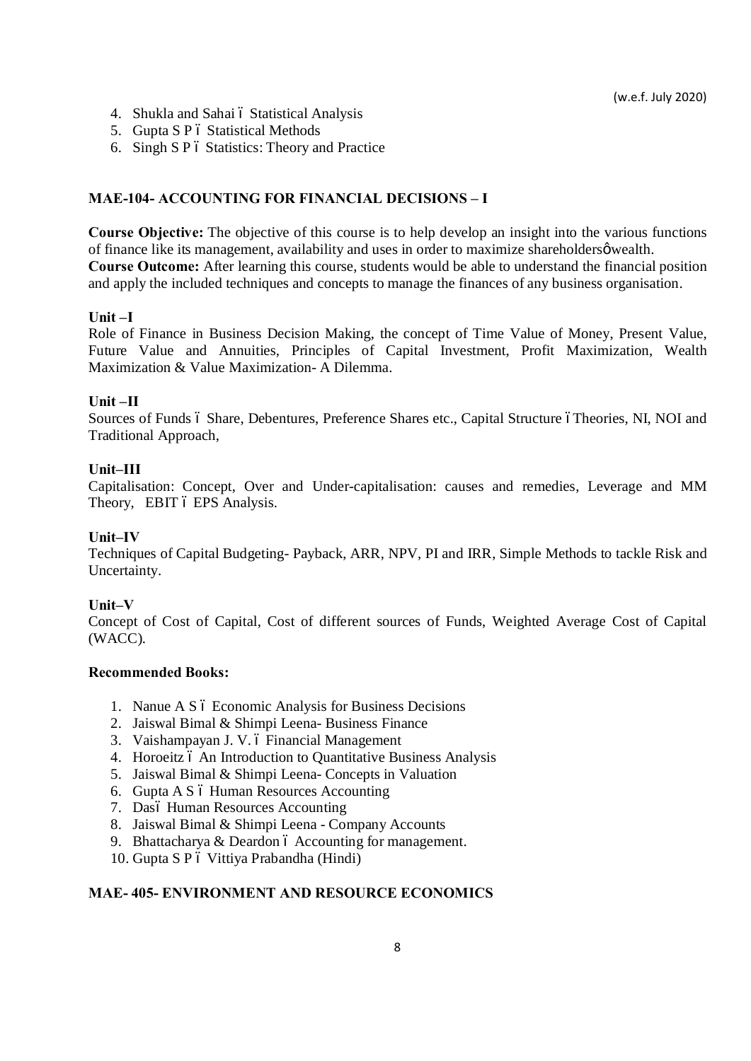4. Shukla and Sahai – Statistical Analysis
5. Gupta S P – Statistical Methods
6. Singh S P – Statistics: Theory and Practice

## MAE-104- ACCOUNTING FOR FINANCIAL DECISIONS – I

**Course Objective:** The objective of this course is to help develop an insight into the various functions of finance like its management, availability and uses in order to maximize shareholders' wealth.
**Course Outcome:** After learning this course, students would be able to understand the financial position and apply the included techniques and concepts to manage the finances of any business organisation.

### Unit –I

Role of Finance in Business Decision Making, the concept of Time Value of Money, Present Value, Future Value and Annuities, Principles of Capital Investment, Profit Maximization, Wealth Maximization & Value Maximization- A Dilemma.

### Unit –II

Sources of Funds – Share, Debentures, Preference Shares etc., Capital Structure – Theories, NI, NOI and Traditional Approach,

### Unit–III

Capitalisation: Concept, Over and Under-capitalisation: causes and remedies, Leverage and MM Theory, EBIT – EPS Analysis.

### Unit–IV

Techniques of Capital Budgeting- Payback, ARR, NPV, PI and IRR, Simple Methods to tackle Risk and Uncertainty.

### Unit–V

Concept of Cost of Capital, Cost of different sources of Funds, Weighted Average Cost of Capital (WACC).

### Recommended Books:

1. Nanue A S – Economic Analysis for Business Decisions
2. Jaiswal Bimal & Shimpi Leena- Business Finance
3. Vaishampayan J. V. – Financial Management
4. Horoeitz – An Introduction to Quantitative Business Analysis
5. Jaiswal Bimal & Shimpi Leena- Concepts in Valuation
6. Gupta A S – Human Resources Accounting
7. Das– Human Resources Accounting
8. Jaiswal Bimal & Shimpi Leena - Company Accounts
9. Bhattacharya & Deardon – Accounting for management.
10. Gupta S P – Vittiya Prabandha (Hindi)

## MAE- 405- ENVIRONMENT AND RESOURCE ECONOMICS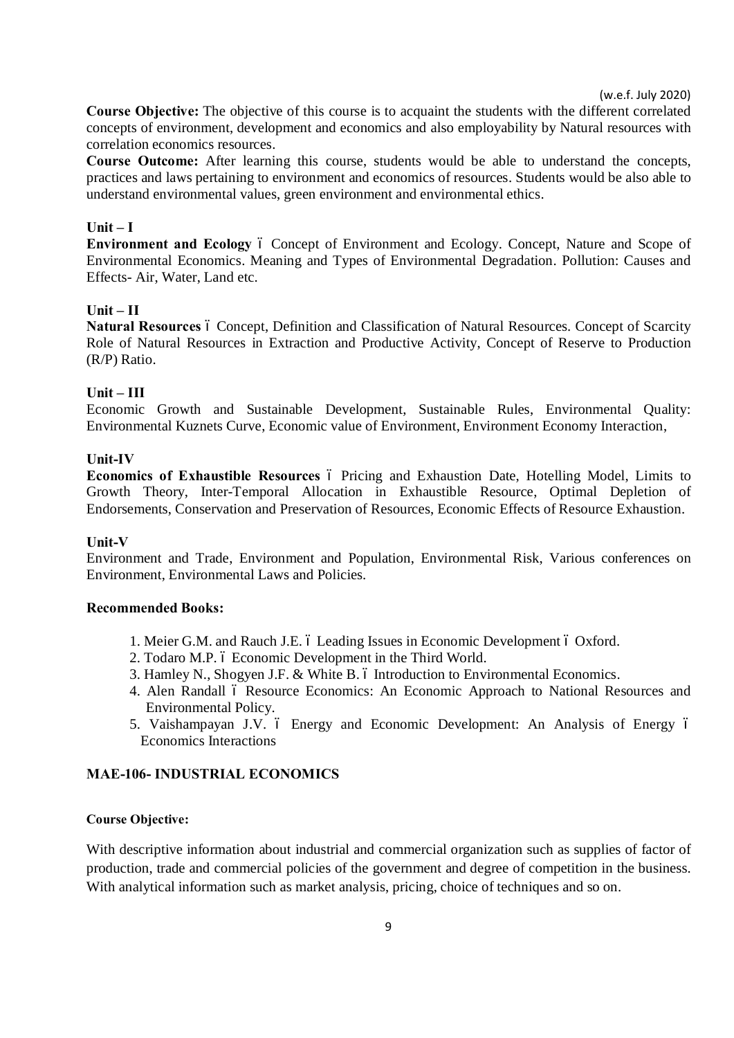(w.e.f. July 2020)

**Course Objective:** The objective of this course is to acquaint the students with the different correlated concepts of environment, development and economics and also employability by Natural resources with correlation economics resources.

**Course Outcome:** After learning this course, students would be able to understand the concepts, practices and laws pertaining to environment and economics of resources. Students would be also able to understand environmental values, green environment and environmental ethics.

**Unit – I**

**Environment and Ecology** ó Concept of Environment and Ecology. Concept, Nature and Scope of Environmental Economics. Meaning and Types of Environmental Degradation. Pollution: Causes and Effects- Air, Water, Land etc.

**Unit – II**

**Natural Resources** ó Concept, Definition and Classification of Natural Resources. Concept of Scarcity Role of Natural Resources in Extraction and Productive Activity, Concept of Reserve to Production (R/P) Ratio.

**Unit – III**

Economic Growth and Sustainable Development, Sustainable Rules, Environmental Quality: Environmental Kuznets Curve, Economic value of Environment, Environment Economy Interaction,

**Unit-IV**

**Economics of Exhaustible Resources** ó Pricing and Exhaustion Date, Hotelling Model, Limits to Growth Theory, Inter-Temporal Allocation in Exhaustible Resource, Optimal Depletion of Endorsements, Conservation and Preservation of Resources, Economic Effects of Resource Exhaustion.

**Unit-V**

Environment and Trade, Environment and Population, Environmental Risk, Various conferences on Environment, Environmental Laws and Policies.

**Recommended Books:**

1. Meier G.M. and Rauch J.E. ó Leading Issues in Economic Development ó Oxford.
2. Todaro M.P. ó Economic Development in the Third World.
3. Hamley N., Shogyen J.F. & White B. ó Introduction to Environmental Economics.
4. Alen Randall ó Resource Economics: An Economic Approach to National Resources and Environmental Policy.
5. Vaishampayan J.V. ó Energy and Economic Development: An Analysis of Energy ó Economics Interactions

## MAE-106- INDUSTRIAL ECONOMICS

**Course Objective:**

With descriptive information about industrial and commercial organization such as supplies of factor of production, trade and commercial policies of the government and degree of competition in the business. With analytical information such as market analysis, pricing, choice of techniques and so on.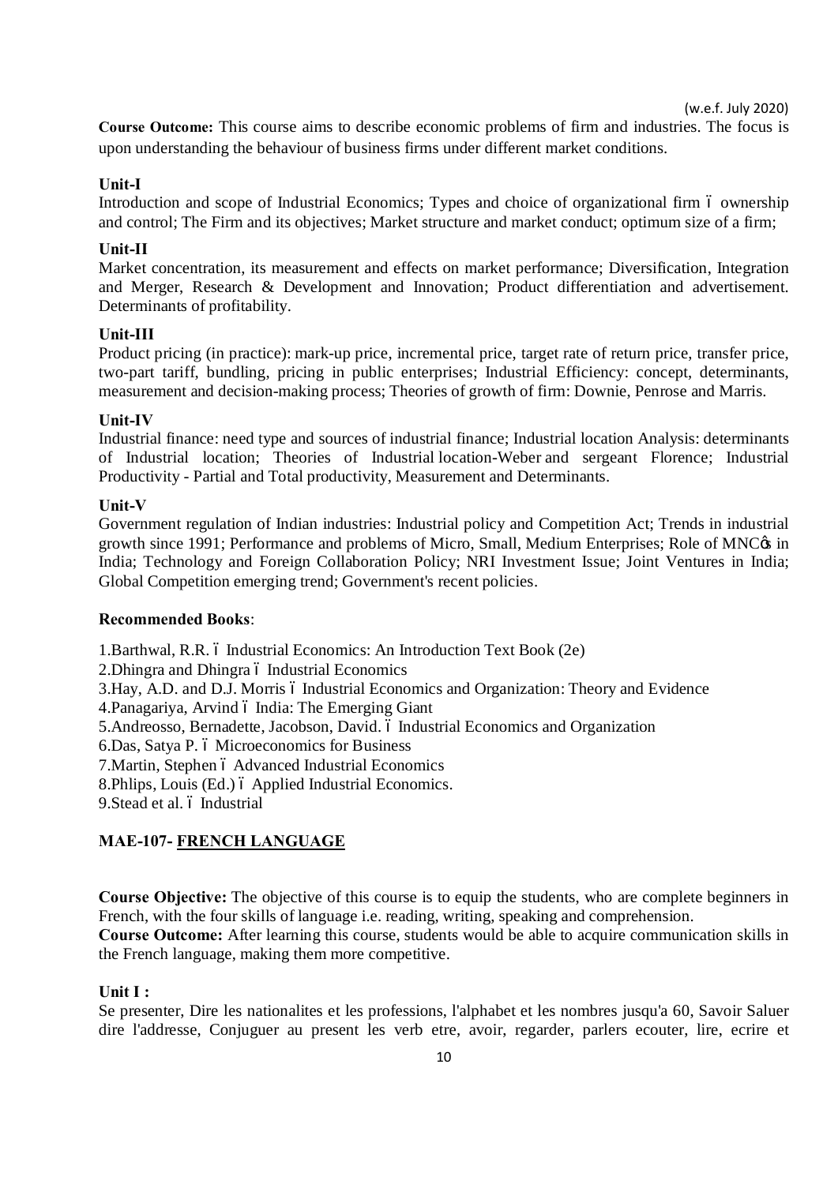(w.e.f. July 2020)

**Course Outcome:** This course aims to describe economic problems of firm and industries. The focus is upon understanding the behaviour of business firms under different market conditions.

**Unit-I**

Introduction and scope of Industrial Economics; Types and choice of organizational firm – ownership and control; The Firm and its objectives; Market structure and market conduct; optimum size of a firm;

**Unit-II**

Market concentration, its measurement and effects on market performance; Diversification, Integration and Merger, Research & Development and Innovation; Product differentiation and advertisement. Determinants of profitability.

**Unit-III**

Product pricing (in practice): mark-up price, incremental price, target rate of return price, transfer price, two-part tariff, bundling, pricing in public enterprises; Industrial Efficiency: concept, determinants, measurement and decision-making process; Theories of growth of firm: Downie, Penrose and Marris.

**Unit-IV**

Industrial finance: need type and sources of industrial finance; Industrial location Analysis: determinants of Industrial location; Theories of Industrial location-Weber and sergeant Florence; Industrial Productivity - Partial and Total productivity, Measurement and Determinants.

**Unit-V**

Government regulation of Indian industries: Industrial policy and Competition Act; Trends in industrial growth since 1991; Performance and problems of Micro, Small, Medium Enterprises; Role of MNC's in India; Technology and Foreign Collaboration Policy; NRI Investment Issue; Joint Ventures in India; Global Competition emerging trend; Government's recent policies.

**Recommended Books**:

1. Barthwal, R.R. – Industrial Economics: An Introduction Text Book (2e)
2. Dhingra and Dhingra – Industrial Economics
3. Hay, A.D. and D.J. Morris – Industrial Economics and Organization: Theory and Evidence
4. Panagariya, Arvind – India: The Emerging Giant
5. Andreosso, Bernadette, Jacobson, David. – Industrial Economics and Organization
6. Das, Satya P. – Microeconomics for Business
7. Martin, Stephen – Advanced Industrial Economics
8. Phlips, Louis (Ed.) – Applied Industrial Economics.
9. Stead et al. – Industrial

## MAE-107- FRENCH LANGUAGE

**Course Objective:** The objective of this course is to equip the students, who are complete beginners in French, with the four skills of language i.e. reading, writing, speaking and comprehension.

**Course Outcome:** After learning this course, students would be able to acquire communication skills in the French language, making them more competitive.

**Unit I :**

Se presenter, Dire les nationalites et les professions, l'alphabet et les nombres jusqu'a 60, Savoir Saluer dire l'addresse, Conjuguer au present les verb etre, avoir, regarder, parlers ecouter, lire, ecrire et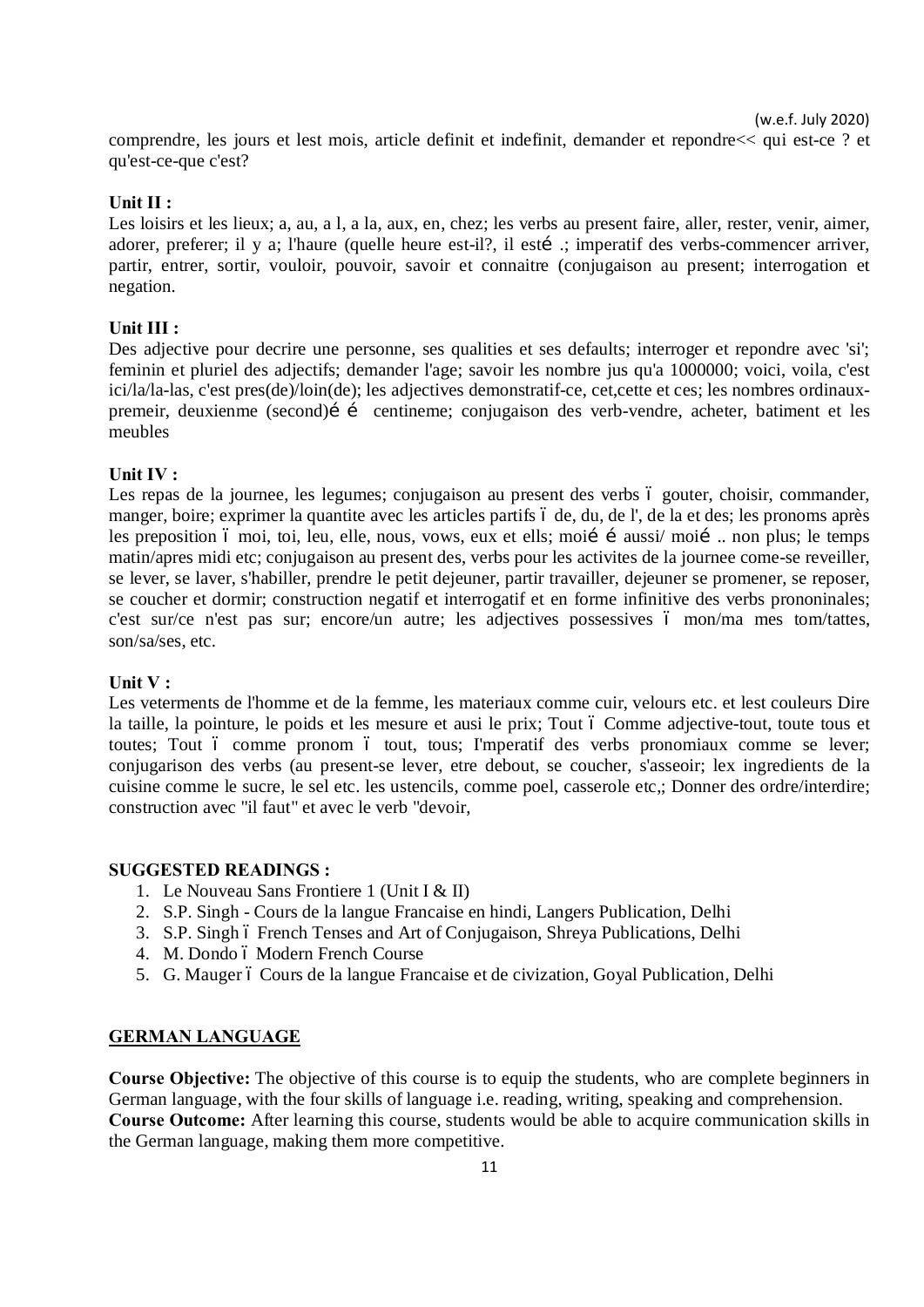comprendre, les jours et lest mois, article definit et indefinit, demander et repondre<< qui est-ce ? et qu'est-ce-que c'est?

**Unit II :**

Les loisirs et les lieux; a, au, a l, a la, aux, en, chez; les verbs au present faire, aller, rester, venir, aimer, adorer, preferer; il y a; l'haure (quelle heure est-il?, il esté .; imperatif des verbs-commencer arriver, partir, entrer, sortir, vouloir, pouvoir, savoir et connaitre (conjugaison au present; interrogation et negation.

**Unit III :**

Des adjective pour decrire une personne, ses qualities et ses defaults; interroger et repondre avec 'si'; feminin et pluriel des adjectifs; demander l'age; savoir les nombre jus qu'a 1000000; voici, voila, c'est ici/la/la-las, c'est pres(de)/loin(de); les adjectives demonstratif-ce, cet,cette et ces; les nombres ordinaux-premeir, deuxienme (second)é é centineme; conjugaison des verb-vendre, acheter, batiment et les meubles

**Unit IV :**

Les repas de la journee, les legumes; conjugaison au present des verbs ó gouter, choisir, commander, manger, boire; exprimer la quantite avec les articles partifs ó de, du, de l', de la et des; les pronoms après les preposition ó moi, toi, leu, elle, nous, vows, eux et ells; moié é aussi/ moié .. non plus; le temps matin/apres midi etc; conjugaison au present des, verbs pour les activites de la journee come-se reveiller, se lever, se laver, s'habiller, prendre le petit dejeuner, partir travailler, dejeuner se promener, se reposer, se coucher et dormir; construction negatif et interrogatif et en forme infinitive des verbs prononinales; c'est sur/ce n'est pas sur; encore/un autre; les adjectives possessives ó mon/ma mes tom/tattes, son/sa/ses, etc.

**Unit V :**

Les veterments de l'homme et de la femme, les materiaux comme cuir, velours etc. et lest couleurs Dire la taille, la pointure, le poids et les mesure et ausi le prix; Tout ó Comme adjective-tout, toute tous et toutes; Tout ó comme pronom ó tout, tous; I'mperatif des verbs pronomiaux comme se lever; conjugarison des verbs (au present-se lever, etre debout, se coucher, s'asseoir; lex ingredients de la cuisine comme le sucre, le sel etc. les ustencils, comme poel, casserole etc,; Donner des ordre/interdire; construction avec "il faut" et avec le verb "devoir,

**SUGGESTED READINGS :**

1. Le Nouveau Sans Frontiere 1 (Unit I & II)
2. S.P. Singh - Cours de la langue Francaise en hindi, Langers Publication, Delhi
3. S.P. Singh ó French Tenses and Art of Conjugaison, Shreya Publications, Delhi
4. M. Dondo ó Modern French Course
5. G. Mauger ó Cours de la langue Francaise et de civization, Goyal Publication, Delhi

## GERMAN LANGUAGE

**Course Objective:** The objective of this course is to equip the students, who are complete beginners in German language, with the four skills of language i.e. reading, writing, speaking and comprehension.

**Course Outcome:** After learning this course, students would be able to acquire communication skills in the German language, making them more competitive.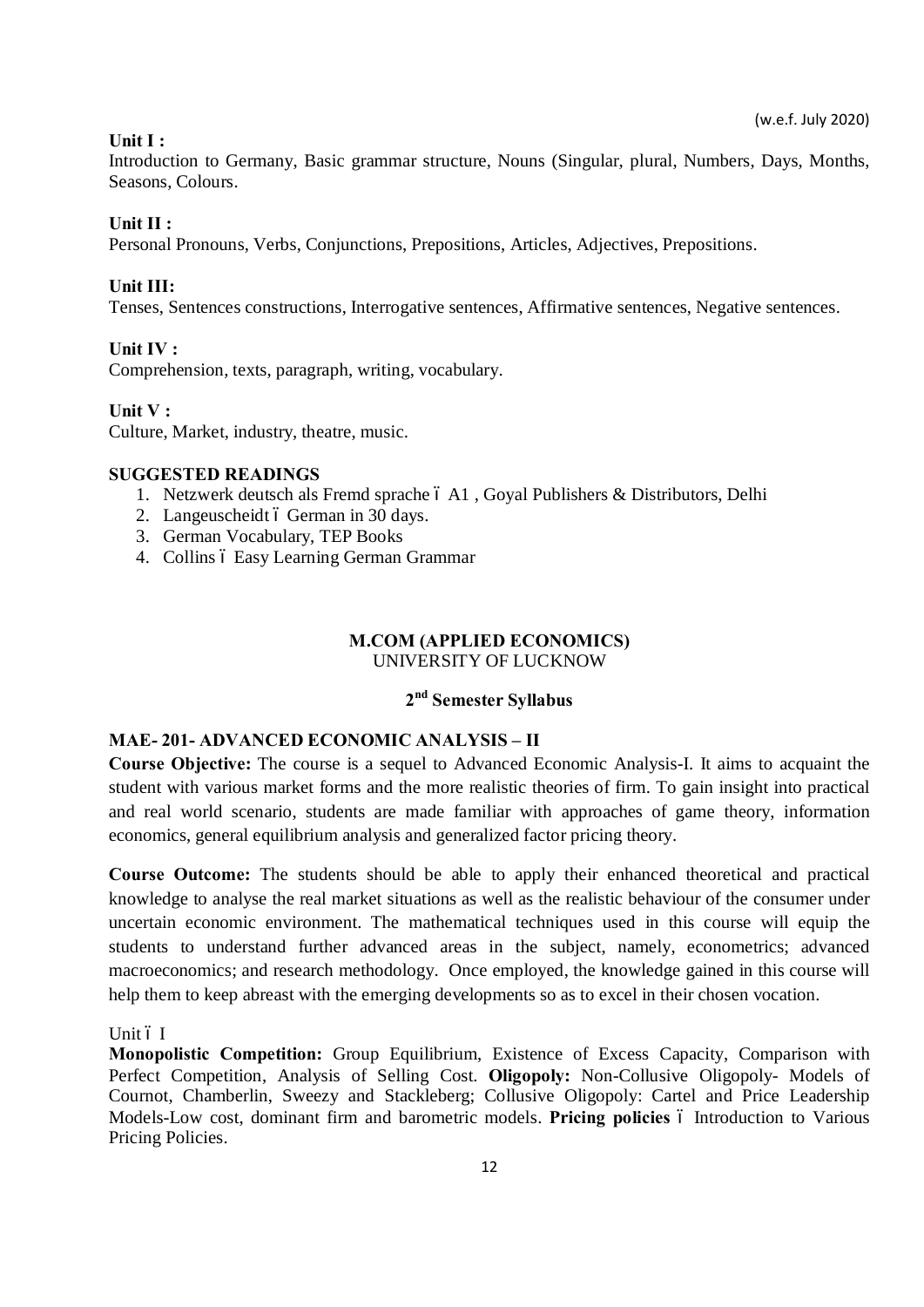(w.e.f. July 2020)

**Unit I :**

Introduction to Germany, Basic grammar structure, Nouns (Singular, plural, Numbers, Days, Months, Seasons, Colours.

**Unit II :**

Personal Pronouns, Verbs, Conjunctions, Prepositions, Articles, Adjectives, Prepositions.

**Unit III:**

Tenses, Sentences constructions, Interrogative sentences, Affirmative sentences, Negative sentences.

**Unit IV :**

Comprehension, texts, paragraph, writing, vocabulary.

**Unit V :**

Culture, Market, industry, theatre, music.

**SUGGESTED READINGS**

1. Netzwerk deutsch als Fremd sprache – A1 , Goyal Publishers & Distributors, Delhi
2. Langeuscheidt – German in 30 days.
3. German Vocabulary, TEP Books
4. Collins – Easy Learning German Grammar

## M.COM (APPLIED ECONOMICS)

UNIVERSITY OF LUCKNOW

**2nd Semester Syllabus**

### MAE- 201- ADVANCED ECONOMIC ANALYSIS – II

**Course Objective:** The course is a sequel to Advanced Economic Analysis-I. It aims to acquaint the student with various market forms and the more realistic theories of firm. To gain insight into practical and real world scenario, students are made familiar with approaches of game theory, information economics, general equilibrium analysis and generalized factor pricing theory.

**Course Outcome:** The students should be able to apply their enhanced theoretical and practical knowledge to analyse the real market situations as well as the realistic behaviour of the consumer under uncertain economic environment. The mathematical techniques used in this course will equip the students to understand further advanced areas in the subject, namely, econometrics; advanced macroeconomics; and research methodology. Once employed, the knowledge gained in this course will help them to keep abreast with the emerging developments so as to excel in their chosen vocation.

Unit – I

**Monopolistic Competition:** Group Equilibrium, Existence of Excess Capacity, Comparison with Perfect Competition, Analysis of Selling Cost. **Oligopoly:** Non-Collusive Oligopoly- Models of Cournot, Chamberlin, Sweezy and Stackleberg; Collusive Oligopoly: Cartel and Price Leadership Models-Low cost, dominant firm and barometric models. **Pricing policies** – Introduction to Various Pricing Policies.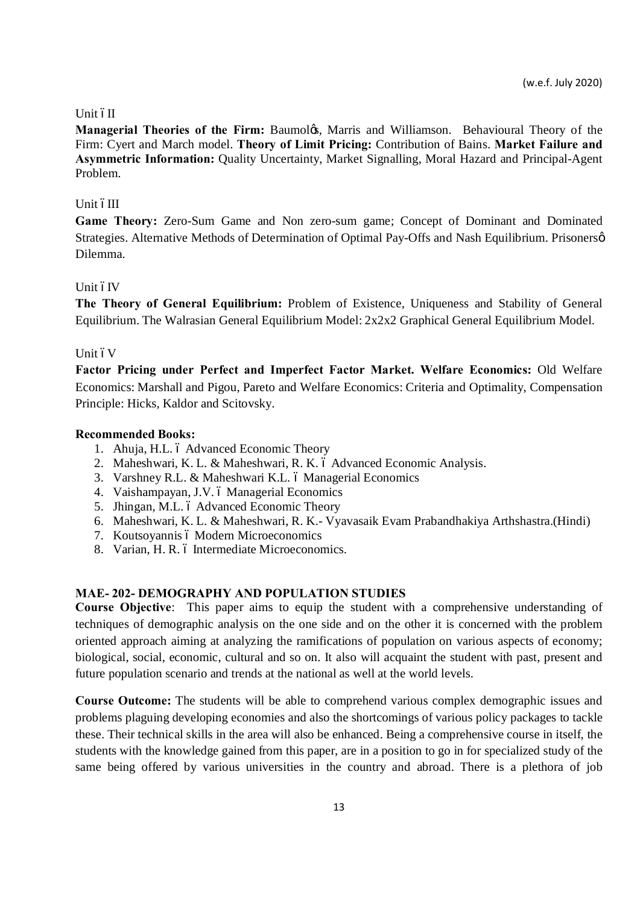Unit – II

**Managerial Theories of the Firm:** Baumol's, Marris and Williamson. Behavioural Theory of the Firm: Cyert and March model. **Theory of Limit Pricing:** Contribution of Bains. **Market Failure and Asymmetric Information:** Quality Uncertainty, Market Signalling, Moral Hazard and Principal-Agent Problem.

Unit – III

**Game Theory:** Zero-Sum Game and Non zero-sum game; Concept of Dominant and Dominated Strategies. Alternative Methods of Determination of Optimal Pay-Offs and Nash Equilibrium. Prisoners' Dilemma.

Unit – IV

**The Theory of General Equilibrium:** Problem of Existence, Uniqueness and Stability of General Equilibrium. The Walrasian General Equilibrium Model: 2x2x2 Graphical General Equilibrium Model.

Unit – V

**Factor Pricing under Perfect and Imperfect Factor Market. Welfare Economics:** Old Welfare Economics: Marshall and Pigou, Pareto and Welfare Economics: Criteria and Optimality, Compensation Principle: Hicks, Kaldor and Scitovsky.

**Recommended Books:**

1. Ahuja, H.L. – Advanced Economic Theory
2. Maheshwari, K. L. & Maheshwari, R. K. – Advanced Economic Analysis.
3. Varshney R.L. & Maheshwari K.L. – Managerial Economics
4. Vaishampayan, J.V. – Managerial Economics
5. Jhingan, M.L. – Advanced Economic Theory
6. Maheshwari, K. L. & Maheshwari, R. K.- Vyavasaik Evam Prabandhakiya Arthshastra.(Hindi)
7. Koutsoyannis – Modern Microeconomics
8. Varian, H. R. – Intermediate Microeconomics.

## MAE- 202- DEMOGRAPHY AND POPULATION STUDIES

**Course Objective**: This paper aims to equip the student with a comprehensive understanding of techniques of demographic analysis on the one side and on the other it is concerned with the problem oriented approach aiming at analyzing the ramifications of population on various aspects of economy; biological, social, economic, cultural and so on. It also will acquaint the student with past, present and future population scenario and trends at the national as well at the world levels.

**Course Outcome:** The students will be able to comprehend various complex demographic issues and problems plaguing developing economies and also the shortcomings of various policy packages to tackle these. Their technical skills in the area will also be enhanced. Being a comprehensive course in itself, the students with the knowledge gained from this paper, are in a position to go in for specialized study of the same being offered by various universities in the country and abroad. There is a plethora of job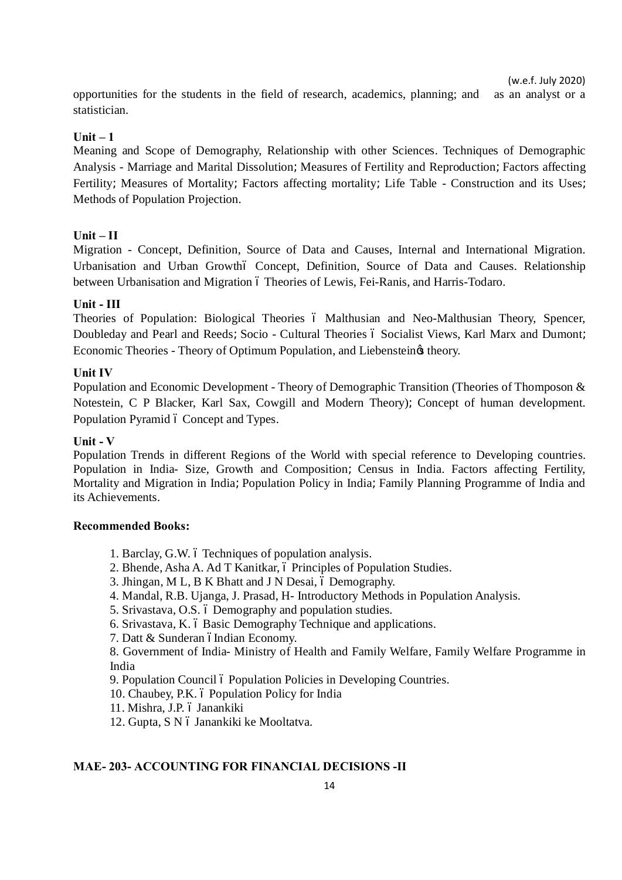opportunities for the students in the field of research, academics, planning; and as an analyst or a statistician.

**Unit – 1**

Meaning and Scope of Demography, Relationship with other Sciences. Techniques of Demographic Analysis - Marriage and Marital Dissolution; Measures of Fertility and Reproduction; Factors affecting Fertility; Measures of Mortality; Factors affecting mortality; Life Table - Construction and its Uses; Methods of Population Projection.

**Unit – II**

Migration - Concept, Definition, Source of Data and Causes, Internal and International Migration. Urbanisation and Urban Growth– Concept, Definition, Source of Data and Causes. Relationship between Urbanisation and Migration – Theories of Lewis, Fei-Ranis, and Harris-Todaro.

**Unit - III**

Theories of Population: Biological Theories – Malthusian and Neo-Malthusian Theory, Spencer, Doubleday and Pearl and Reeds; Socio - Cultural Theories – Socialist Views, Karl Marx and Dumont; Economic Theories - Theory of Optimum Population, and Liebenstein's theory.

**Unit IV**

Population and Economic Development - Theory of Demographic Transition (Theories of Thomposon & Notestein, C P Blacker, Karl Sax, Cowgill and Modern Theory); Concept of human development. Population Pyramid – Concept and Types.

**Unit - V**

Population Trends in different Regions of the World with special reference to Developing countries. Population in India- Size, Growth and Composition; Census in India. Factors affecting Fertility, Mortality and Migration in India; Population Policy in India; Family Planning Programme of India and its Achievements.

**Recommended Books:**

1. Barclay, G.W. – Techniques of population analysis.
2. Bhende, Asha A. Ad T Kanitkar, – Principles of Population Studies.
3. Jhingan, M L, B K Bhatt and J N Desai, – Demography.
4. Mandal, R.B. Ujanga, J. Prasad, H- Introductory Methods in Population Analysis.
5. Srivastava, O.S. – Demography and population studies.
6. Srivastava, K. – Basic Demography Technique and applications.
7. Datt & Sunderan – Indian Economy.
8. Government of India- Ministry of Health and Family Welfare, Family Welfare Programme in India
9. Population Council – Population Policies in Developing Countries.
10. Chaubey, P.K. – Population Policy for India
11. Mishra, J.P. – Janankiki
12. Gupta, S N – Janankiki ke Mooltatva.

**MAE- 203- ACCOUNTING FOR FINANCIAL DECISIONS -II**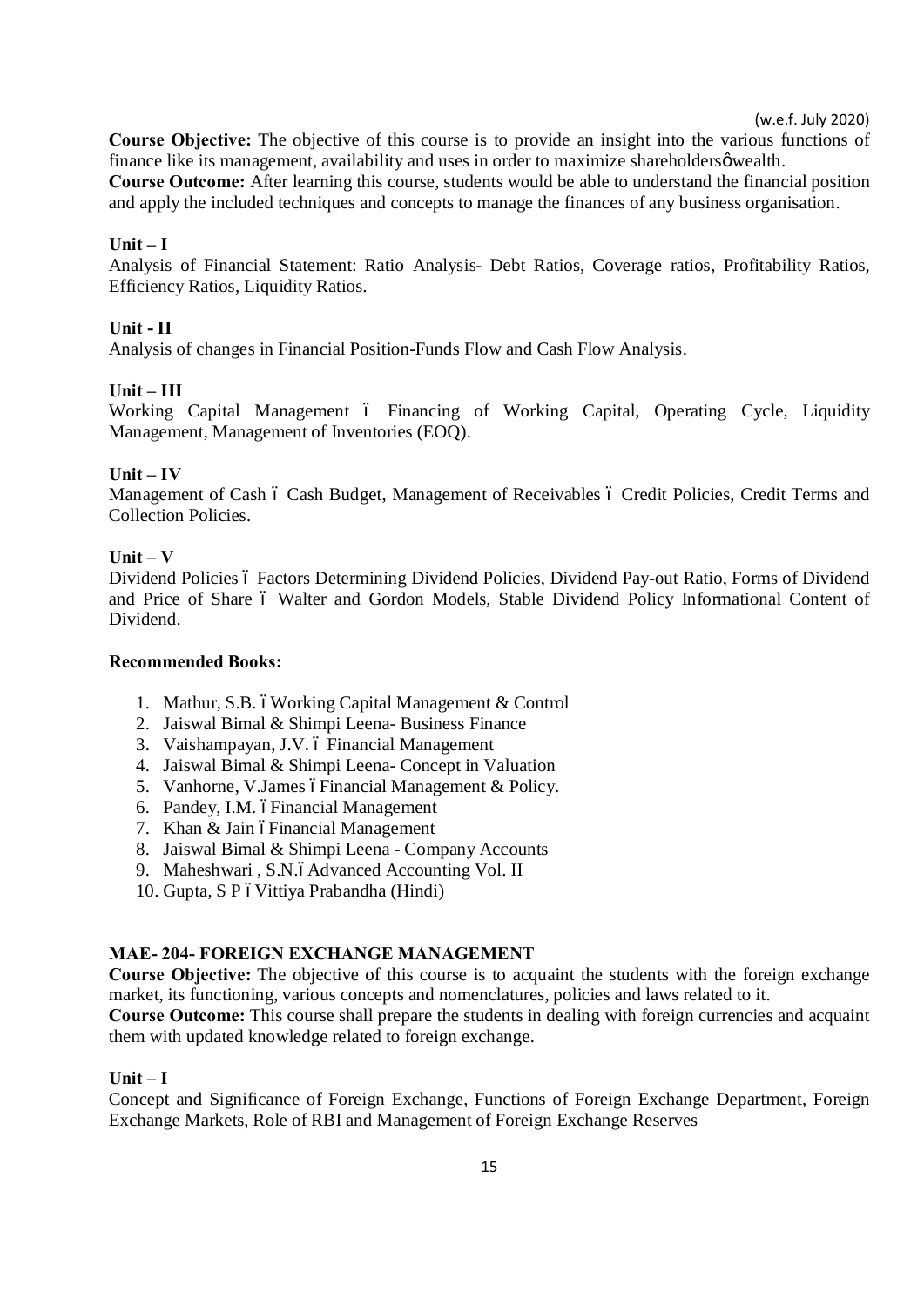(w.e.f. July 2020)

**Course Objective:** The objective of this course is to provide an insight into the various functions of finance like its management, availability and uses in order to maximize shareholdersøwealth.

**Course Outcome:** After learning this course, students would be able to understand the financial position and apply the included techniques and concepts to manage the finances of any business organisation.

**Unit – I**

Analysis of Financial Statement: Ratio Analysis- Debt Ratios, Coverage ratios, Profitability Ratios, Efficiency Ratios, Liquidity Ratios.

**Unit - II**

Analysis of changes in Financial Position-Funds Flow and Cash Flow Analysis.

**Unit – III**

Working Capital Management ó Financing of Working Capital, Operating Cycle, Liquidity Management, Management of Inventories (EOQ).

**Unit – IV**

Management of Cash ó Cash Budget, Management of Receivables ó Credit Policies, Credit Terms and Collection Policies.

**Unit – V**

Dividend Policies ó Factors Determining Dividend Policies, Dividend Pay-out Ratio, Forms of Dividend and Price of Share ó Walter and Gordon Models, Stable Dividend Policy Informational Content of Dividend.

**Recommended Books:**

1. Mathur, S.B. ó Working Capital Management & Control
2. Jaiswal Bimal & Shimpi Leena- Business Finance
3. Vaishampayan, J.V. ó Financial Management
4. Jaiswal Bimal & Shimpi Leena- Concept in Valuation
5. Vanhorne, V.James ó Financial Management & Policy.
6. Pandey, I.M. ó Financial Management
7. Khan & Jain ó Financial Management
8. Jaiswal Bimal & Shimpi Leena - Company Accounts
9. Maheshwari , S.N.ó Advanced Accounting Vol. II
10. Gupta, S P ó Vittiya Prabandha (Hindi)

**MAE- 204- FOREIGN EXCHANGE MANAGEMENT**

**Course Objective:** The objective of this course is to acquaint the students with the foreign exchange market, its functioning, various concepts and nomenclatures, policies and laws related to it.

**Course Outcome:** This course shall prepare the students in dealing with foreign currencies and acquaint them with updated knowledge related to foreign exchange.

**Unit – I**

Concept and Significance of Foreign Exchange, Functions of Foreign Exchange Department, Foreign Exchange Markets, Role of RBI and Management of Foreign Exchange Reserves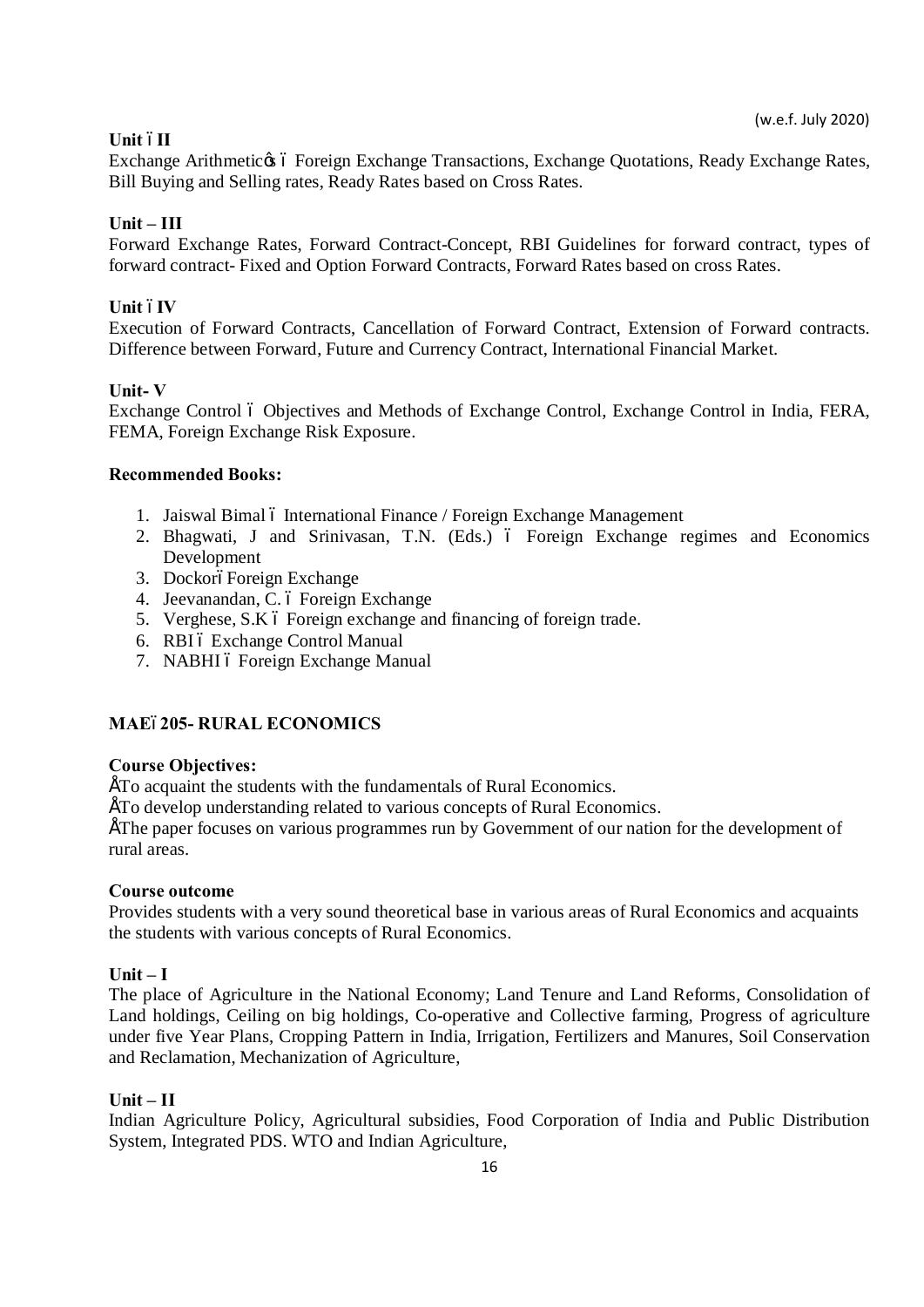**Unit – II**

Exchange Arithmetic's – Foreign Exchange Transactions, Exchange Quotations, Ready Exchange Rates, Bill Buying and Selling rates, Ready Rates based on Cross Rates.

**Unit – III**

Forward Exchange Rates, Forward Contract-Concept, RBI Guidelines for forward contract, types of forward contract- Fixed and Option Forward Contracts, Forward Rates based on cross Rates.

**Unit – IV**

Execution of Forward Contracts, Cancellation of Forward Contract, Extension of Forward contracts. Difference between Forward, Future and Currency Contract, International Financial Market.

**Unit- V**

Exchange Control – Objectives and Methods of Exchange Control, Exchange Control in India, FERA, FEMA, Foreign Exchange Risk Exposure.

**Recommended Books:**

1. Jaiswal Bimal – International Finance / Foreign Exchange Management
2. Bhagwati, J and Srinivasan, T.N. (Eds.) – Foreign Exchange regimes and Economics Development
3. Dockor– Foreign Exchange
4. Jeevanandan, C. – Foreign Exchange
5. Verghese, S.K – Foreign exchange and financing of foreign trade.
6. RBI – Exchange Control Manual
7. NABHI – Foreign Exchange Manual

## MAE– 205- RURAL ECONOMICS

**Course Objectives:**

- To acquaint the students with the fundamentals of Rural Economics.
- To develop understanding related to various concepts of Rural Economics.
- The paper focuses on various programmes run by Government of our nation for the development of rural areas.

**Course outcome**

Provides students with a very sound theoretical base in various areas of Rural Economics and acquaints the students with various concepts of Rural Economics.

**Unit – I**

The place of Agriculture in the National Economy; Land Tenure and Land Reforms, Consolidation of Land holdings, Ceiling on big holdings, Co-operative and Collective farming, Progress of agriculture under five Year Plans, Cropping Pattern in India, Irrigation, Fertilizers and Manures, Soil Conservation and Reclamation, Mechanization of Agriculture,

**Unit – II**

Indian Agriculture Policy, Agricultural subsidies, Food Corporation of India and Public Distribution System, Integrated PDS. WTO and Indian Agriculture,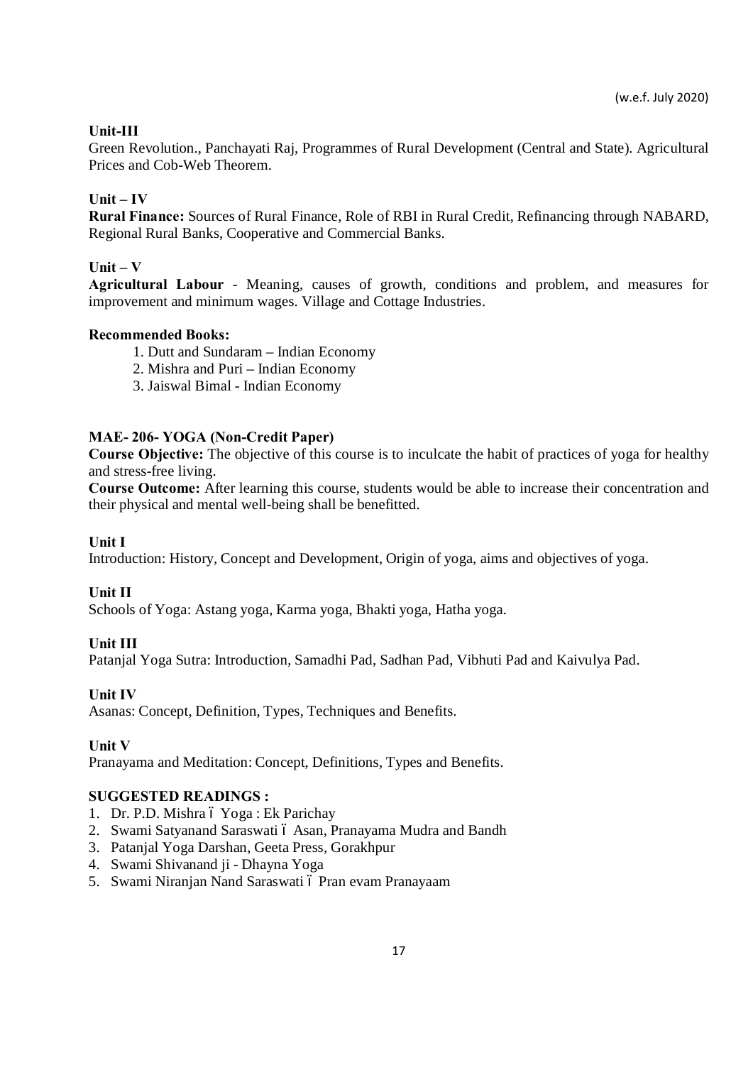**Unit-III**

Green Revolution., Panchayati Raj, Programmes of Rural Development (Central and State). Agricultural Prices and Cob-Web Theorem.

**Unit – IV**

**Rural Finance:** Sources of Rural Finance, Role of RBI in Rural Credit, Refinancing through NABARD, Regional Rural Banks, Cooperative and Commercial Banks.

**Unit – V**

**Agricultural Labour** - Meaning, causes of growth, conditions and problem, and measures for improvement and minimum wages. Village and Cottage Industries.

**Recommended Books:**

1. Dutt and Sundaram – Indian Economy
2. Mishra and Puri – Indian Economy
3. Jaiswal Bimal - Indian Economy

**MAE- 206- YOGA (Non-Credit Paper)**

**Course Objective:** The objective of this course is to inculcate the habit of practices of yoga for healthy and stress-free living.

**Course Outcome:** After learning this course, students would be able to increase their concentration and their physical and mental well-being shall be benefitted.

**Unit I**

Introduction: History, Concept and Development, Origin of yoga, aims and objectives of yoga.

**Unit II**

Schools of Yoga: Astang yoga, Karma yoga, Bhakti yoga, Hatha yoga.

**Unit III**

Patanjal Yoga Sutra: Introduction, Samadhi Pad, Sadhan Pad, Vibhuti Pad and Kaivulya Pad.

**Unit IV**

Asanas: Concept, Definition, Types, Techniques and Benefits.

**Unit V**

Pranayama and Meditation: Concept, Definitions, Types and Benefits.

**SUGGESTED READINGS :**

1. Dr. P.D. Mishra – Yoga : Ek Parichay
2. Swami Satyanand Saraswati – Asan, Pranayama Mudra and Bandh
3. Patanjal Yoga Darshan, Geeta Press, Gorakhpur
4. Swami Shivanand ji - Dhayna Yoga
5. Swami Niranjan Nand Saraswati – Pran evam Pranayaam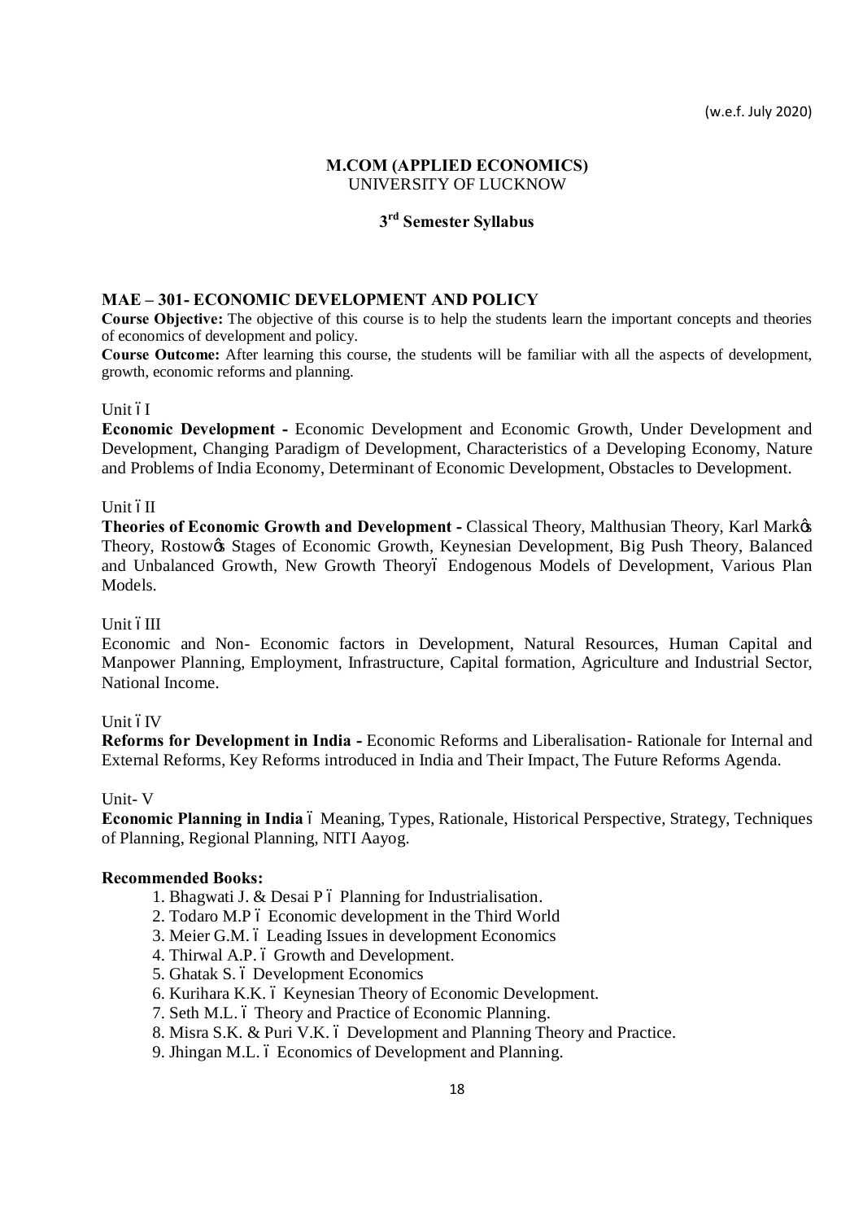(w.e.f. July 2020)

**M.COM (APPLIED ECONOMICS)**
UNIVERSITY OF LUCKNOW

**3rd Semester Syllabus**

## MAE – 301- ECONOMIC DEVELOPMENT AND POLICY

**Course Objective:** The objective of this course is to help the students learn the important concepts and theories of economics of development and policy.

**Course Outcome:** After learning this course, the students will be familiar with all the aspects of development, growth, economic reforms and planning.

Unit – I

**Economic Development -** Economic Development and Economic Growth, Under Development and Development, Changing Paradigm of Development, Characteristics of a Developing Economy, Nature and Problems of India Economy, Determinant of Economic Development, Obstacles to Development.

Unit – II

**Theories of Economic Growth and Development -** Classical Theory, Malthusian Theory, Karl Mark's Theory, Rostow's Stages of Economic Growth, Keynesian Development, Big Push Theory, Balanced and Unbalanced Growth, New Growth Theory– Endogenous Models of Development, Various Plan Models.

Unit – III

Economic and Non- Economic factors in Development, Natural Resources, Human Capital and Manpower Planning, Employment, Infrastructure, Capital formation, Agriculture and Industrial Sector, National Income.

Unit – IV

**Reforms for Development in India -** Economic Reforms and Liberalisation- Rationale for Internal and External Reforms, Key Reforms introduced in India and Their Impact, The Future Reforms Agenda.

Unit- V

**Economic Planning in India** – Meaning, Types, Rationale, Historical Perspective, Strategy, Techniques of Planning, Regional Planning, NITI Aayog.

**Recommended Books:**

1. Bhagwati J. & Desai P – Planning for Industrialisation.
2. Todaro M.P – Economic development in the Third World
3. Meier G.M. – Leading Issues in development Economics
4. Thirwal A.P. – Growth and Development.
5. Ghatak S. – Development Economics
6. Kurihara K.K. – Keynesian Theory of Economic Development.
7. Seth M.L. – Theory and Practice of Economic Planning.
8. Misra S.K. & Puri V.K. – Development and Planning Theory and Practice.
9. Jhingan M.L. – Economics of Development and Planning.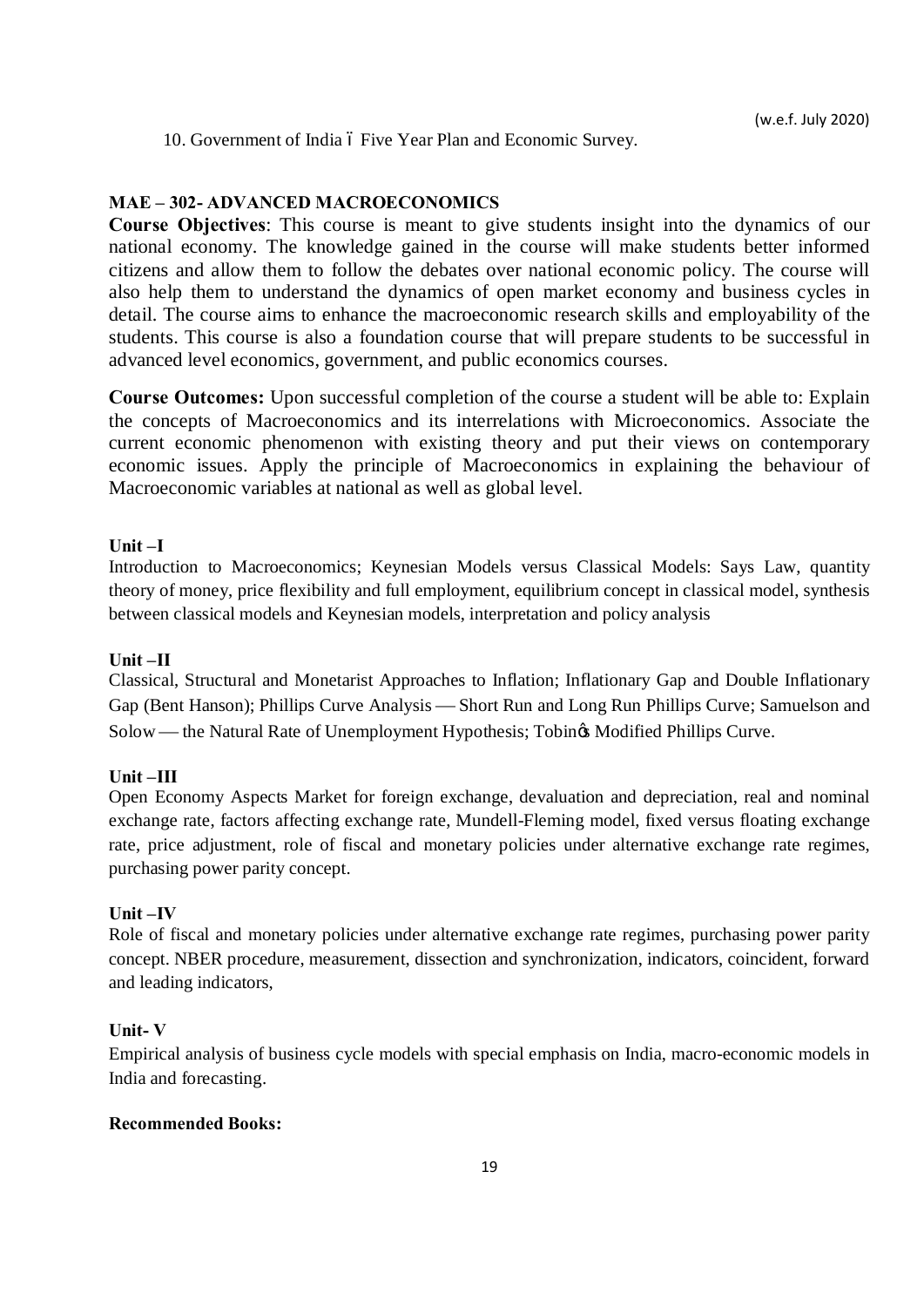10. Government of India – Five Year Plan and Economic Survey.

## MAE – 302- ADVANCED MACROECONOMICS

**Course Objectives**: This course is meant to give students insight into the dynamics of our national economy. The knowledge gained in the course will make students better informed citizens and allow them to follow the debates over national economic policy. The course will also help them to understand the dynamics of open market economy and business cycles in detail. The course aims to enhance the macroeconomic research skills and employability of the students. This course is also a foundation course that will prepare students to be successful in advanced level economics, government, and public economics courses.

**Course Outcomes:** Upon successful completion of the course a student will be able to: Explain the concepts of Macroeconomics and its interrelations with Microeconomics. Associate the current economic phenomenon with existing theory and put their views on contemporary economic issues. Apply the principle of Macroeconomics in explaining the behaviour of Macroeconomic variables at national as well as global level.

**Unit –I**

Introduction to Macroeconomics; Keynesian Models versus Classical Models: Says Law, quantity theory of money, price flexibility and full employment, equilibrium concept in classical model, synthesis between classical models and Keynesian models, interpretation and policy analysis

**Unit –II**

Classical, Structural and Monetarist Approaches to Inflation; Inflationary Gap and Double Inflationary Gap (Bent Hanson); Phillips Curve Analysis — Short Run and Long Run Phillips Curve; Samuelson and Solow — the Natural Rate of Unemployment Hypothesis; Tobin's Modified Phillips Curve.

**Unit –III**

Open Economy Aspects Market for foreign exchange, devaluation and depreciation, real and nominal exchange rate, factors affecting exchange rate, Mundell-Fleming model, fixed versus floating exchange rate, price adjustment, role of fiscal and monetary policies under alternative exchange rate regimes, purchasing power parity concept.

**Unit –IV**

Role of fiscal and monetary policies under alternative exchange rate regimes, purchasing power parity concept. NBER procedure, measurement, dissection and synchronization, indicators, coincident, forward and leading indicators,

**Unit- V**

Empirical analysis of business cycle models with special emphasis on India, macro-economic models in India and forecasting.

**Recommended Books:**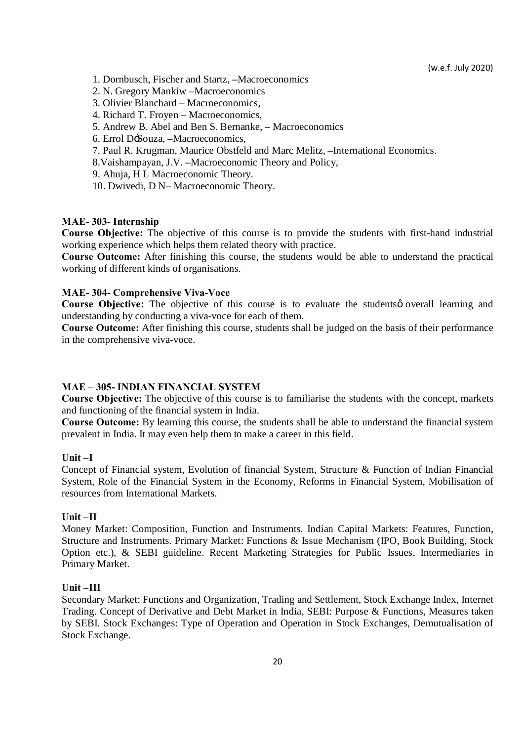1. Dornbusch, Fischer and Startz, –Macroeconomics
2. N. Gregory Mankiw –Macroeconomics
3. Olivier Blanchard – Macroeconomics,
4. Richard T. Froyen – Macroeconomics,
5. Andrew B. Abel and Ben S. Bernanke, – Macroeconomics
6. Errol D'Souza, –Macroeconomics,
7. Paul R. Krugman, Maurice Obstfeld and Marc Melitz, –International Economics.
8. Vaishampayan, J.V. –Macroeconomic Theory and Policy,
9. Ahuja, H L Macroeconomic Theory.
10. Dwivedi, D N– Macroeconomic Theory.

**MAE- 303- Internship**

**Course Objective:** The objective of this course is to provide the students with first-hand industrial working experience which helps them related theory with practice.

**Course Outcome:** After finishing this course, the students would be able to understand the practical working of different kinds of organisations.

**MAE- 304- Comprehensive Viva-Voce**

**Course Objective:** The objective of this course is to evaluate the students' overall learning and understanding by conducting a viva-voce for each of them.

**Course Outcome:** After finishing this course, students shall be judged on the basis of their performance in the comprehensive viva-voce.

**MAE – 305- INDIAN FINANCIAL SYSTEM**

**Course Objective:** The objective of this course is to familiarise the students with the concept, markets and functioning of the financial system in India.

**Course Outcome:** By learning this course, the students shall be able to understand the financial system prevalent in India. It may even help them to make a career in this field.

**Unit –I**

Concept of Financial system, Evolution of financial System, Structure & Function of Indian Financial System, Role of the Financial System in the Economy, Reforms in Financial System, Mobilisation of resources from International Markets.

**Unit –II**

Money Market: Composition, Function and Instruments. Indian Capital Markets: Features, Function, Structure and Instruments. Primary Market: Functions & Issue Mechanism (IPO, Book Building, Stock Option etc.), & SEBI guideline. Recent Marketing Strategies for Public Issues, Intermediaries in Primary Market.

**Unit –III**

Secondary Market: Functions and Organization, Trading and Settlement, Stock Exchange Index, Internet Trading. Concept of Derivative and Debt Market in India, SEBI: Purpose & Functions, Measures taken by SEBI. Stock Exchanges: Type of Operation and Operation in Stock Exchanges, Demutualisation of Stock Exchange.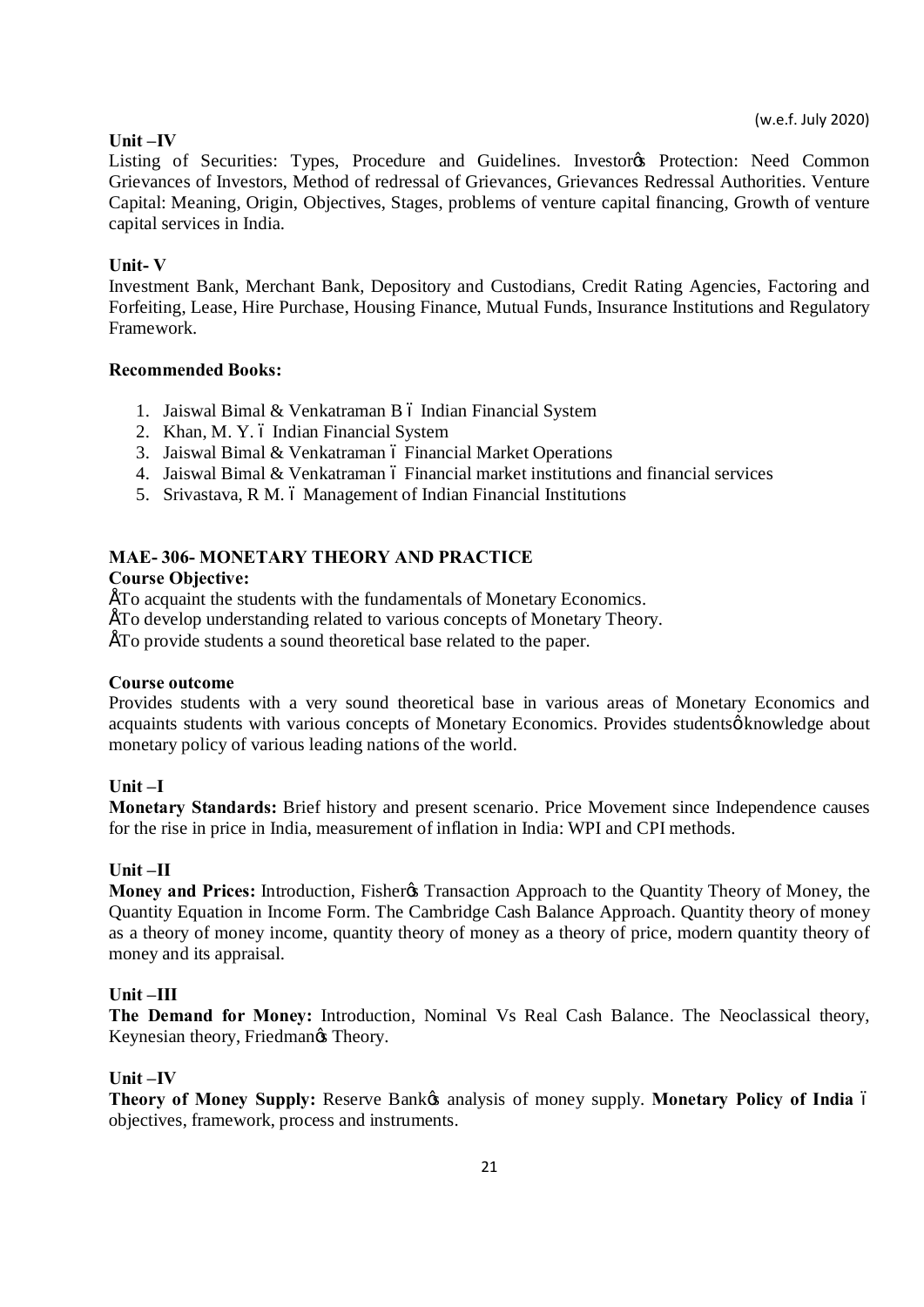(w.e.f. July 2020)

**Unit –IV**

Listing of Securities: Types, Procedure and Guidelines. Investor's Protection: Need Common Grievances of Investors, Method of redressal of Grievances, Grievances Redressal Authorities. Venture Capital: Meaning, Origin, Objectives, Stages, problems of venture capital financing, Growth of venture capital services in India.

**Unit- V**

Investment Bank, Merchant Bank, Depository and Custodians, Credit Rating Agencies, Factoring and Forfeiting, Lease, Hire Purchase, Housing Finance, Mutual Funds, Insurance Institutions and Regulatory Framework.

**Recommended Books:**

1. Jaiswal Bimal & Venkatraman B – Indian Financial System
2. Khan, M. Y. – Indian Financial System
3. Jaiswal Bimal & Venkatraman – Financial Market Operations
4. Jaiswal Bimal & Venkatraman – Financial market institutions and financial services
5. Srivastava, R M. – Management of Indian Financial Institutions

## MAE- 306- MONETARY THEORY AND PRACTICE

**Course Objective:**

- To acquaint the students with the fundamentals of Monetary Economics.
- To develop understanding related to various concepts of Monetary Theory.
- To provide students a sound theoretical base related to the paper.

**Course outcome**

Provides students with a very sound theoretical base in various areas of Monetary Economics and acquaints students with various concepts of Monetary Economics. Provides students' knowledge about monetary policy of various leading nations of the world.

**Unit –I**

**Monetary Standards:** Brief history and present scenario. Price Movement since Independence causes for the rise in price in India, measurement of inflation in India: WPI and CPI methods.

**Unit –II**

**Money and Prices:** Introduction, Fisher's Transaction Approach to the Quantity Theory of Money, the Quantity Equation in Income Form. The Cambridge Cash Balance Approach. Quantity theory of money as a theory of money income, quantity theory of money as a theory of price, modern quantity theory of money and its appraisal.

**Unit –III**

**The Demand for Money:** Introduction, Nominal Vs Real Cash Balance. The Neoclassical theory, Keynesian theory, Friedman's Theory.

**Unit –IV**

**Theory of Money Supply:** Reserve Bank's analysis of money supply. **Monetary Policy of India** – objectives, framework, process and instruments.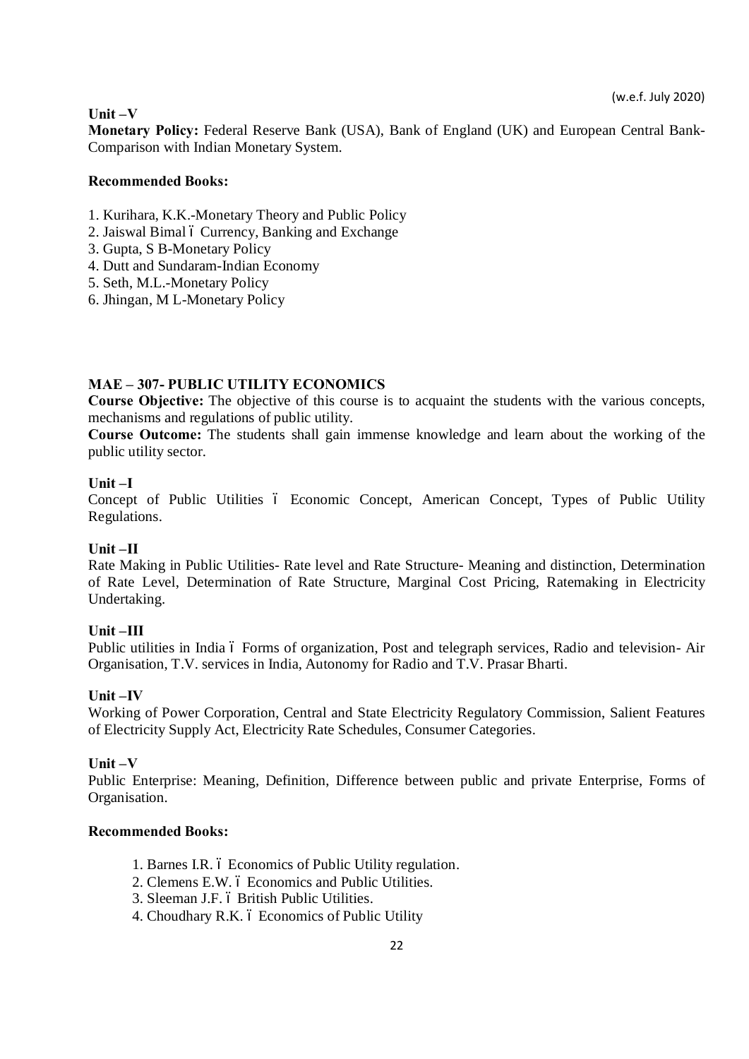**Unit –V**

**Monetary Policy:** Federal Reserve Bank (USA), Bank of England (UK) and European Central Bank- Comparison with Indian Monetary System.

**Recommended Books:**

1. Kurihara, K.K.-Monetary Theory and Public Policy
2. Jaiswal Bimal ó Currency, Banking and Exchange
3. Gupta, S B-Monetary Policy
4. Dutt and Sundaram-Indian Economy
5. Seth, M.L.-Monetary Policy
6. Jhingan, M L-Monetary Policy

## MAE – 307- PUBLIC UTILITY ECONOMICS

**Course Objective:** The objective of this course is to acquaint the students with the various concepts, mechanisms and regulations of public utility.

**Course Outcome:** The students shall gain immense knowledge and learn about the working of the public utility sector.

**Unit –I**

Concept of Public Utilities ó Economic Concept, American Concept, Types of Public Utility Regulations.

**Unit –II**

Rate Making in Public Utilities- Rate level and Rate Structure- Meaning and distinction, Determination of Rate Level, Determination of Rate Structure, Marginal Cost Pricing, Ratemaking in Electricity Undertaking.

**Unit –III**

Public utilities in India ó Forms of organization, Post and telegraph services, Radio and television- Air Organisation, T.V. services in India, Autonomy for Radio and T.V. Prasar Bharti.

**Unit –IV**

Working of Power Corporation, Central and State Electricity Regulatory Commission, Salient Features of Electricity Supply Act, Electricity Rate Schedules, Consumer Categories.

**Unit –V**

Public Enterprise: Meaning, Definition, Difference between public and private Enterprise, Forms of Organisation.

**Recommended Books:**

1. Barnes I.R. ó Economics of Public Utility regulation.
2. Clemens E.W. ó Economics and Public Utilities.
3. Sleeman J.F. ó British Public Utilities.
4. Choudhary R.K. ó Economics of Public Utility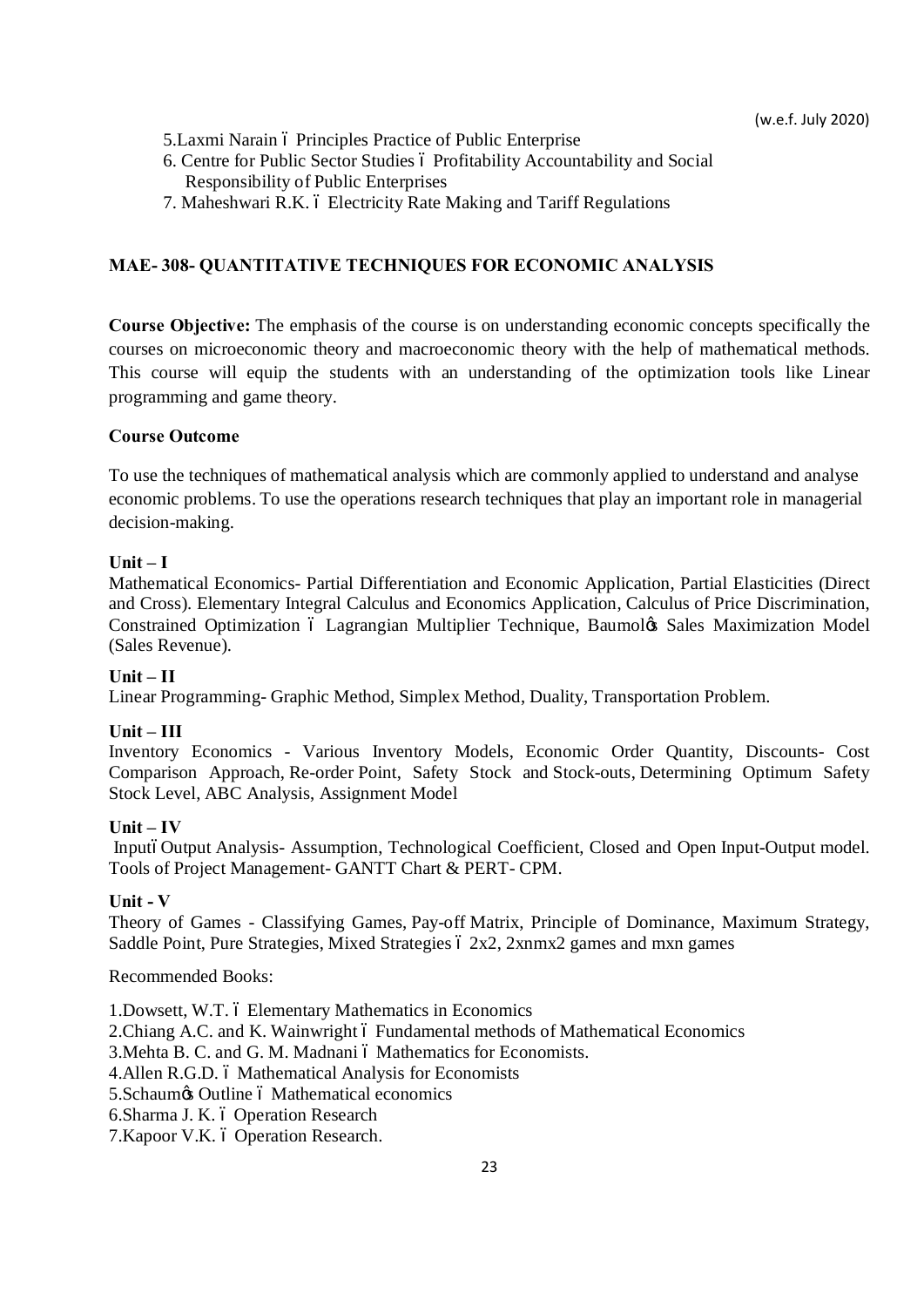5.Laxmi Narain – Principles Practice of Public Enterprise

6. Centre for Public Sector Studies – Profitability Accountability and Social Responsibility of Public Enterprises

7. Maheshwari R.K. – Electricity Rate Making and Tariff Regulations

## MAE- 308- QUANTITATIVE TECHNIQUES FOR ECONOMIC ANALYSIS

**Course Objective:** The emphasis of the course is on understanding economic concepts specifically the courses on microeconomic theory and macroeconomic theory with the help of mathematical methods. This course will equip the students with an understanding of the optimization tools like Linear programming and game theory.

**Course Outcome**

To use the techniques of mathematical analysis which are commonly applied to understand and analyse economic problems. To use the operations research techniques that play an important role in managerial decision-making.

**Unit – I**

Mathematical Economics- Partial Differentiation and Economic Application, Partial Elasticities (Direct and Cross). Elementary Integral Calculus and Economics Application, Calculus of Price Discrimination, Constrained Optimization – Lagrangian Multiplier Technique, Baumol's Sales Maximization Model (Sales Revenue).

**Unit – II**

Linear Programming- Graphic Method, Simplex Method, Duality, Transportation Problem.

**Unit – III**

Inventory Economics - Various Inventory Models, Economic Order Quantity, Discounts- Cost Comparison Approach, Re-order Point, Safety Stock and Stock-outs, Determining Optimum Safety Stock Level, ABC Analysis, Assignment Model

**Unit – IV**

Input–Output Analysis- Assumption, Technological Coefficient, Closed and Open Input-Output model. Tools of Project Management- GANTT Chart & PERT- CPM.

**Unit - V**

Theory of Games - Classifying Games, Pay-off Matrix, Principle of Dominance, Maximum Strategy, Saddle Point, Pure Strategies, Mixed Strategies – 2x2, 2xnmx2 games and mxn games

Recommended Books:

1.Dowsett, W.T. – Elementary Mathematics in Economics

2.Chiang A.C. and K. Wainwright – Fundamental methods of Mathematical Economics

3.Mehta B. C. and G. M. Madnani – Mathematics for Economists.

4.Allen R.G.D. – Mathematical Analysis for Economists

5.Schaum's Outline – Mathematical economics

6.Sharma J. K. – Operation Research

7.Kapoor V.K. – Operation Research.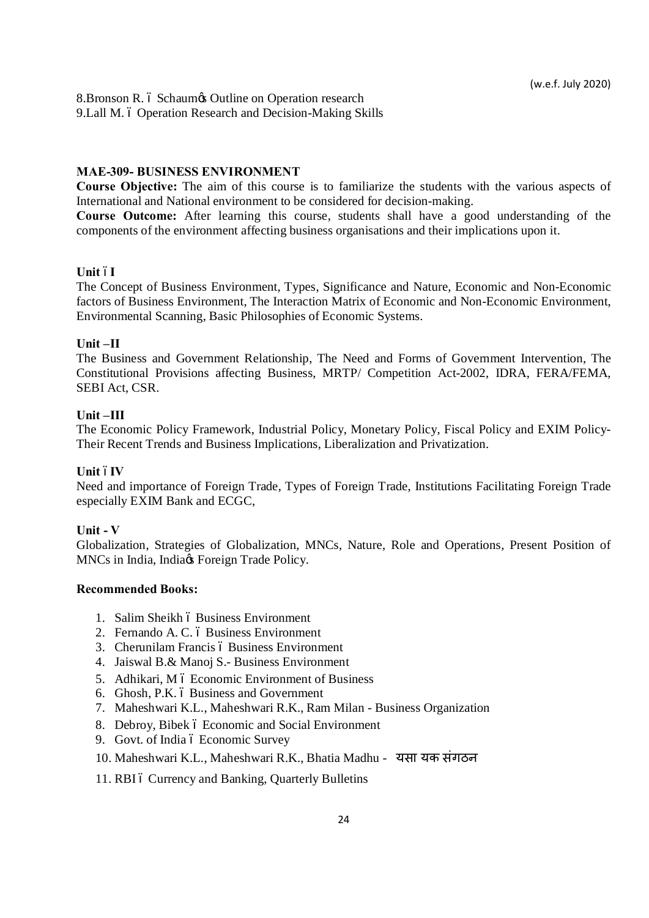8.Bronson R. – Schaum's Outline on Operation research
9.Lall M. – Operation Research and Decision-Making Skills

## MAE-309- BUSINESS ENVIRONMENT

**Course Objective:** The aim of this course is to familiarize the students with the various aspects of International and National environment to be considered for decision-making.

**Course Outcome:** After learning this course, students shall have a good understanding of the components of the environment affecting business organisations and their implications upon it.

### Unit – I

The Concept of Business Environment, Types, Significance and Nature, Economic and Non-Economic factors of Business Environment, The Interaction Matrix of Economic and Non-Economic Environment, Environmental Scanning, Basic Philosophies of Economic Systems.

### Unit –II

The Business and Government Relationship, The Need and Forms of Government Intervention, The Constitutional Provisions affecting Business, MRTP/ Competition Act-2002, IDRA, FERA/FEMA, SEBI Act, CSR.

### Unit –III

The Economic Policy Framework, Industrial Policy, Monetary Policy, Fiscal Policy and EXIM Policy- Their Recent Trends and Business Implications, Liberalization and Privatization.

### Unit – IV

Need and importance of Foreign Trade, Types of Foreign Trade, Institutions Facilitating Foreign Trade especially EXIM Bank and ECGC,

### Unit - V

Globalization, Strategies of Globalization, MNCs, Nature, Role and Operations, Present Position of MNCs in India, India's Foreign Trade Policy.

**Recommended Books:**

1. Salim Sheikh – Business Environment
2. Fernando A. C. – Business Environment
3. Cherunilam Francis – Business Environment
4. Jaiswal B.& Manoj S.- Business Environment
5. Adhikari, M – Economic Environment of Business
6. Ghosh, P.K. – Business and Government
7. Maheshwari K.L., Maheshwari R.K., Ram Milan - Business Organization
8. Debroy, Bibek – Economic and Social Environment
9. Govt. of India – Economic Survey
10. Maheshwari K.L., Maheshwari R.K., Bhatia Madhu - यसा यक संगठन
11. RBI – Currency and Banking, Quarterly Bulletins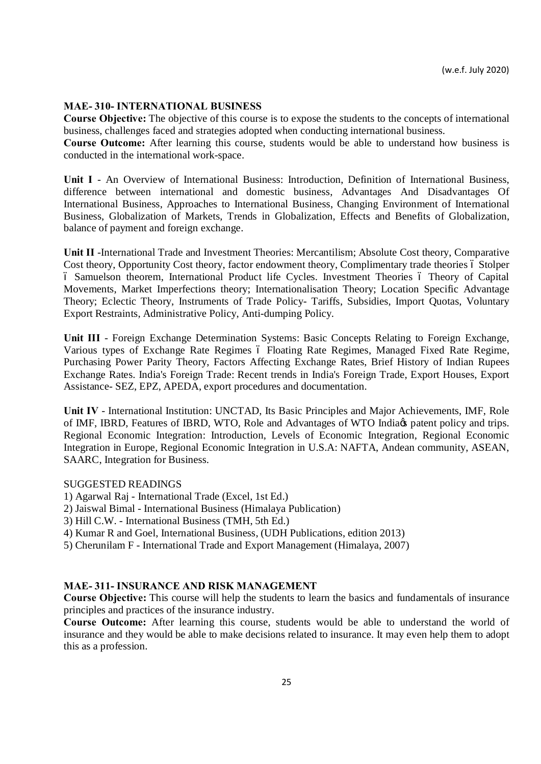(w.e.f. July 2020)

## MAE- 310- INTERNATIONAL BUSINESS

**Course Objective:** The objective of this course is to expose the students to the concepts of international business, challenges faced and strategies adopted when conducting international business.

**Course Outcome:** After learning this course, students would be able to understand how business is conducted in the international work-space.

**Unit I** - An Overview of International Business: Introduction, Definition of International Business, difference between international and domestic business, Advantages And Disadvantages Of International Business, Approaches to International Business, Changing Environment of International Business, Globalization of Markets, Trends in Globalization, Effects and Benefits of Globalization, balance of payment and foreign exchange.

**Unit II** -International Trade and Investment Theories: Mercantilism; Absolute Cost theory, Comparative Cost theory, Opportunity Cost theory, factor endowment theory, Complimentary trade theories – Stolper – Samuelson theorem, International Product life Cycles. Investment Theories – Theory of Capital Movements, Market Imperfections theory; Internationalisation Theory; Location Specific Advantage Theory; Eclectic Theory, Instruments of Trade Policy- Tariffs, Subsidies, Import Quotas, Voluntary Export Restraints, Administrative Policy, Anti-dumping Policy.

**Unit III** - Foreign Exchange Determination Systems: Basic Concepts Relating to Foreign Exchange, Various types of Exchange Rate Regimes – Floating Rate Regimes, Managed Fixed Rate Regime, Purchasing Power Parity Theory, Factors Affecting Exchange Rates, Brief History of Indian Rupees Exchange Rates. India's Foreign Trade: Recent trends in India's Foreign Trade, Export Houses, Export Assistance- SEZ, EPZ, APEDA, export procedures and documentation.

**Unit IV** - International Institution: UNCTAD, Its Basic Principles and Major Achievements, IMF, Role of IMF, IBRD, Features of IBRD, WTO, Role and Advantages of WTO India's patent policy and trips. Regional Economic Integration: Introduction, Levels of Economic Integration, Regional Economic Integration in Europe, Regional Economic Integration in U.S.A: NAFTA, Andean community, ASEAN, SAARC, Integration for Business.

SUGGESTED READINGS

1) Agarwal Raj - International Trade (Excel, 1st Ed.)
2) Jaiswal Bimal - International Business (Himalaya Publication)
3) Hill C.W. - International Business (TMH, 5th Ed.)
4) Kumar R and Goel, International Business, (UDH Publications, edition 2013)
5) Cherunilam F - International Trade and Export Management (Himalaya, 2007)

## MAE- 311- INSURANCE AND RISK MANAGEMENT

**Course Objective:** This course will help the students to learn the basics and fundamentals of insurance principles and practices of the insurance industry.

**Course Outcome:** After learning this course, students would be able to understand the world of insurance and they would be able to make decisions related to insurance. It may even help them to adopt this as a profession.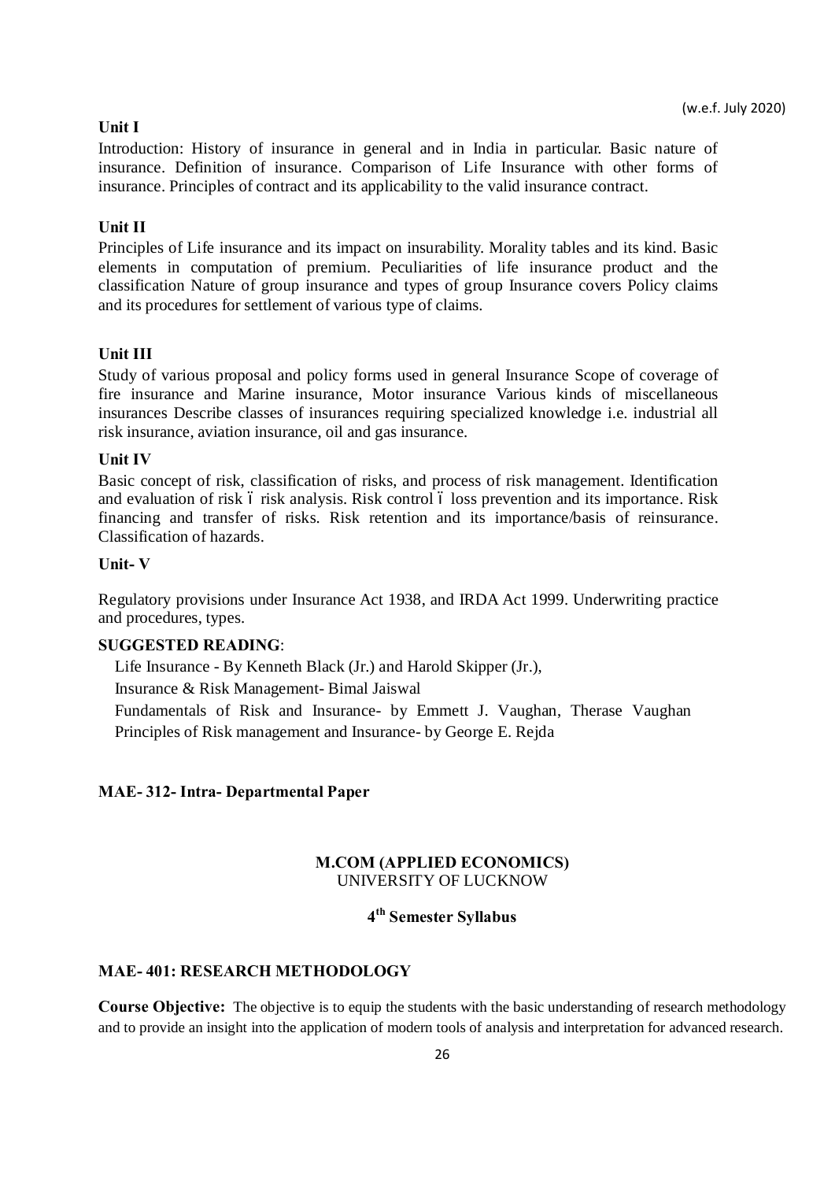(w.e.f. July 2020)

**Unit I**

Introduction: History of insurance in general and in India in particular. Basic nature of insurance. Definition of insurance. Comparison of Life Insurance with other forms of insurance. Principles of contract and its applicability to the valid insurance contract.

**Unit II**

Principles of Life insurance and its impact on insurability. Morality tables and its kind. Basic elements in computation of premium. Peculiarities of life insurance product and the classification Nature of group insurance and types of group Insurance covers Policy claims and its procedures for settlement of various type of claims.

**Unit III**

Study of various proposal and policy forms used in general Insurance Scope of coverage of fire insurance and Marine insurance, Motor insurance Various kinds of miscellaneous insurances Describe classes of insurances requiring specialized knowledge i.e. industrial all risk insurance, aviation insurance, oil and gas insurance.

**Unit IV**

Basic concept of risk, classification of risks, and process of risk management. Identification and evaluation of risk ó risk analysis. Risk control ó loss prevention and its importance. Risk financing and transfer of risks. Risk retention and its importance/basis of reinsurance. Classification of hazards.

**Unit- V**

Regulatory provisions under Insurance Act 1938, and IRDA Act 1999. Underwriting practice and procedures, types.

**SUGGESTED READING**:

Life Insurance - By Kenneth Black (Jr.) and Harold Skipper (Jr.),
Insurance & Risk Management- Bimal Jaiswal
Fundamentals of Risk and Insurance- by Emmett J. Vaughan, Therase Vaughan
Principles of Risk management and Insurance- by George E. Rejda

**MAE- 312- Intra- Departmental Paper**

**M.COM (APPLIED ECONOMICS)**
UNIVERSITY OF LUCKNOW

**4th Semester Syllabus**

**MAE- 401: RESEARCH METHODOLOGY**

**Course Objective:** The objective is to equip the students with the basic understanding of research methodology and to provide an insight into the application of modern tools of analysis and interpretation for advanced research.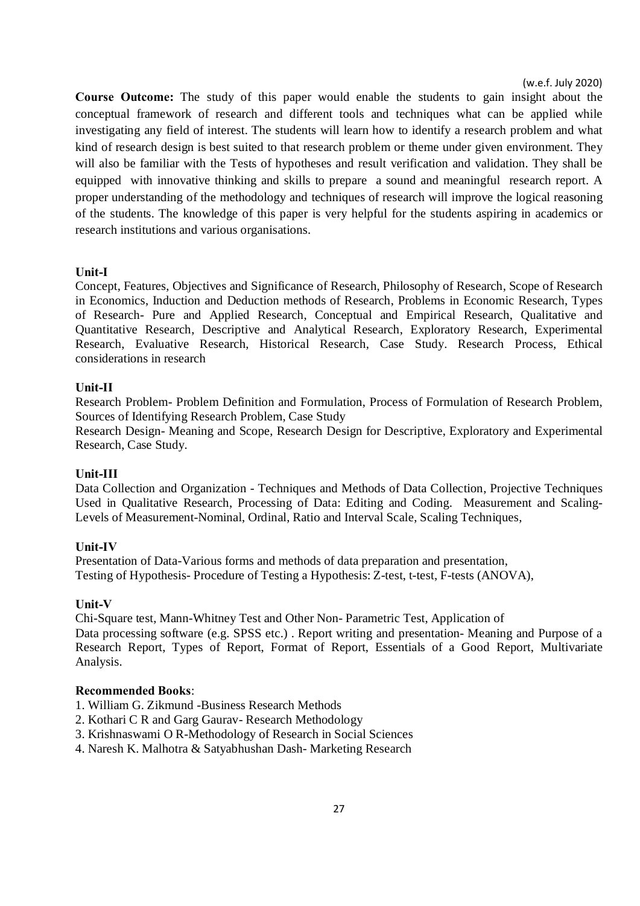(w.e.f. July 2020)

**Course Outcome:** The study of this paper would enable the students to gain insight about the conceptual framework of research and different tools and techniques what can be applied while investigating any field of interest. The students will learn how to identify a research problem and what kind of research design is best suited to that research problem or theme under given environment. They will also be familiar with the Tests of hypotheses and result verification and validation. They shall be equipped with innovative thinking and skills to prepare a sound and meaningful research report. A proper understanding of the methodology and techniques of research will improve the logical reasoning of the students. The knowledge of this paper is very helpful for the students aspiring in academics or research institutions and various organisations.

**Unit-I**

Concept, Features, Objectives and Significance of Research, Philosophy of Research, Scope of Research in Economics, Induction and Deduction methods of Research, Problems in Economic Research, Types of Research- Pure and Applied Research, Conceptual and Empirical Research, Qualitative and Quantitative Research, Descriptive and Analytical Research, Exploratory Research, Experimental Research, Evaluative Research, Historical Research, Case Study. Research Process, Ethical considerations in research

**Unit-II**

Research Problem- Problem Definition and Formulation, Process of Formulation of Research Problem, Sources of Identifying Research Problem, Case Study

Research Design- Meaning and Scope, Research Design for Descriptive, Exploratory and Experimental Research, Case Study.

**Unit-III**

Data Collection and Organization - Techniques and Methods of Data Collection, Projective Techniques Used in Qualitative Research, Processing of Data: Editing and Coding. Measurement and Scaling- Levels of Measurement-Nominal, Ordinal, Ratio and Interval Scale, Scaling Techniques,

**Unit-IV**

Presentation of Data-Various forms and methods of data preparation and presentation,
Testing of Hypothesis- Procedure of Testing a Hypothesis: Z-test, t-test, F-tests (ANOVA),

**Unit-V**

Chi-Square test, Mann-Whitney Test and Other Non- Parametric Test, Application of
Data processing software (e.g. SPSS etc.) . Report writing and presentation- Meaning and Purpose of a Research Report, Types of Report, Format of Report, Essentials of a Good Report, Multivariate Analysis.

**Recommended Books**:

1. William G. Zikmund -Business Research Methods
2. Kothari C R and Garg Gaurav- Research Methodology
3. Krishnaswami O R-Methodology of Research in Social Sciences
4. Naresh K. Malhotra & Satyabhushan Dash- Marketing Research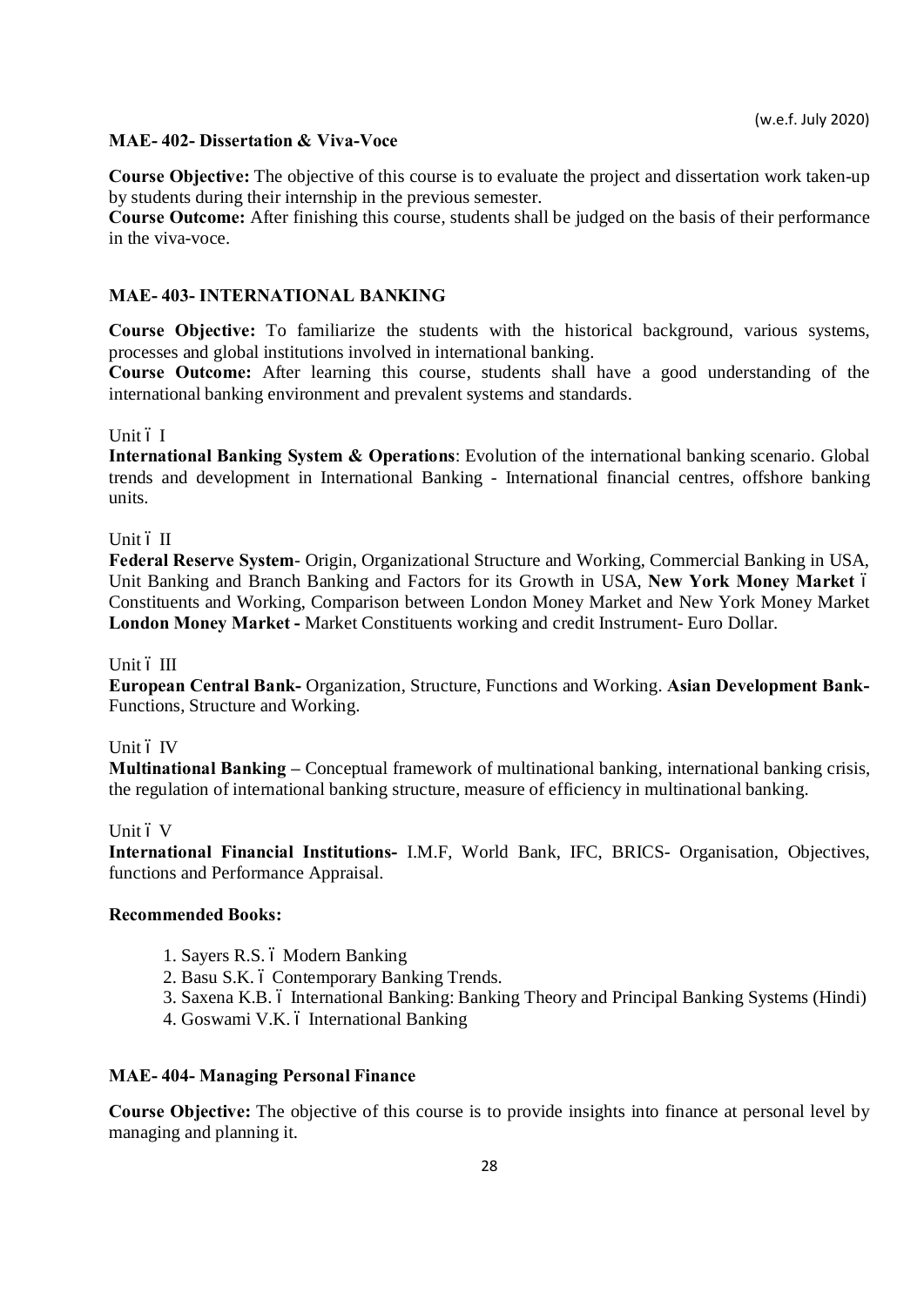(w.e.f. July 2020)

### MAE- 402- Dissertation & Viva-Voce

**Course Objective:** The objective of this course is to evaluate the project and dissertation work taken-up by students during their internship in the previous semester.
**Course Outcome:** After finishing this course, students shall be judged on the basis of their performance in the viva-voce.

### MAE- 403- INTERNATIONAL BANKING

**Course Objective:** To familiarize the students with the historical background, various systems, processes and global institutions involved in international banking.
**Course Outcome:** After learning this course, students shall have a good understanding of the international banking environment and prevalent systems and standards.

Unit – I

**International Banking System & Operations**: Evolution of the international banking scenario. Global trends and development in International Banking - International financial centres, offshore banking units.

Unit – II

**Federal Reserve System**- Origin, Organizational Structure and Working, Commercial Banking in USA, Unit Banking and Branch Banking and Factors for its Growth in USA, **New York Money Market** – Constituents and Working, Comparison between London Money Market and New York Money Market **London Money Market -** Market Constituents working and credit Instrument- Euro Dollar.

Unit – III

**European Central Bank-** Organization, Structure, Functions and Working. **Asian Development Bank-** Functions, Structure and Working.

Unit – IV

**Multinational Banking –** Conceptual framework of multinational banking, international banking crisis, the regulation of international banking structure, measure of efficiency in multinational banking.

Unit – V

**International Financial Institutions-** I.M.F, World Bank, IFC, BRICS- Organisation, Objectives, functions and Performance Appraisal.

**Recommended Books:**

1. Sayers R.S. – Modern Banking
2. Basu S.K. – Contemporary Banking Trends.
3. Saxena K.B. – International Banking: Banking Theory and Principal Banking Systems (Hindi)
4. Goswami V.K. – International Banking

### MAE- 404- Managing Personal Finance

**Course Objective:** The objective of this course is to provide insights into finance at personal level by managing and planning it.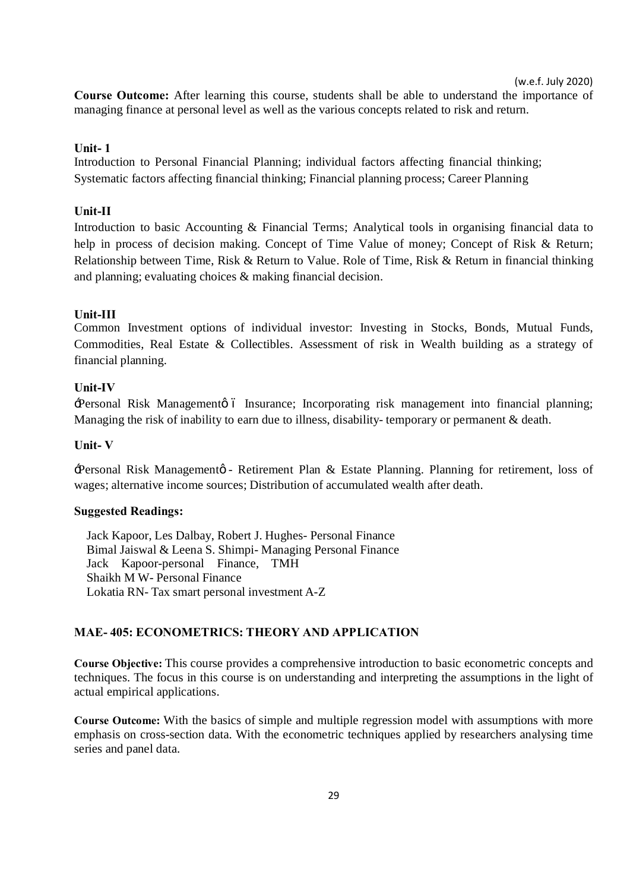(w.e.f. July 2020)

**Course Outcome:** After learning this course, students shall be able to understand the importance of managing finance at personal level as well as the various concepts related to risk and return.

**Unit- 1**

Introduction to Personal Financial Planning; individual factors affecting financial thinking; Systematic factors affecting financial thinking; Financial planning process; Career Planning

**Unit-II**

Introduction to basic Accounting & Financial Terms; Analytical tools in organising financial data to help in process of decision making. Concept of Time Value of money; Concept of Risk & Return; Relationship between Time, Risk & Return to Value. Role of Time, Risk & Return in financial thinking and planning; evaluating choices & making financial decision.

**Unit-III**

Common Investment options of individual investor: Investing in Stocks, Bonds, Mutual Funds, Commodities, Real Estate & Collectibles. Assessment of risk in Wealth building as a strategy of financial planning.

**Unit-IV**

'Personal Risk Management' – Insurance; Incorporating risk management into financial planning; Managing the risk of inability to earn due to illness, disability- temporary or permanent & death.

**Unit- V**

'Personal Risk Management' - Retirement Plan & Estate Planning. Planning for retirement, loss of wages; alternative income sources; Distribution of accumulated wealth after death.

**Suggested Readings:**

Jack Kapoor, Les Dalbay, Robert J. Hughes- Personal Finance
Bimal Jaiswal & Leena S. Shimpi- Managing Personal Finance
Jack Kapoor-personal Finance, TMH
Shaikh M W- Personal Finance
Lokatia RN- Tax smart personal investment A-Z

## MAE- 405: ECONOMETRICS: THEORY AND APPLICATION

**Course Objective:** This course provides a comprehensive introduction to basic econometric concepts and techniques. The focus in this course is on understanding and interpreting the assumptions in the light of actual empirical applications.

**Course Outcome:** With the basics of simple and multiple regression model with assumptions with more emphasis on cross-section data. With the econometric techniques applied by researchers analysing time series and panel data.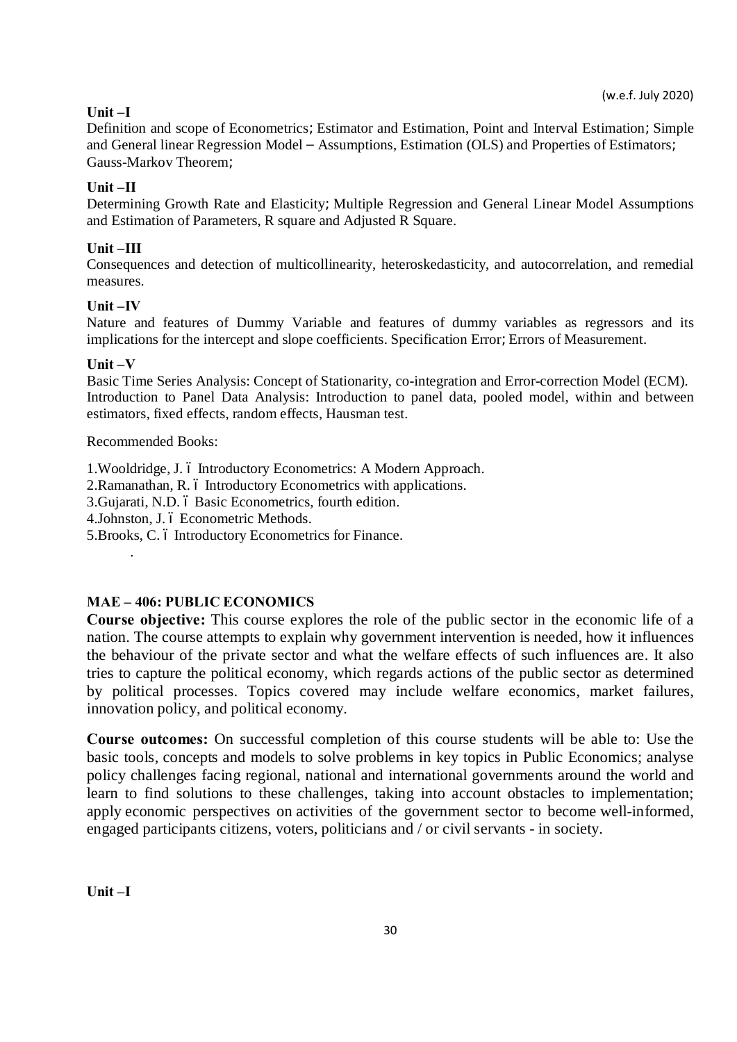(w.e.f. July 2020)

**Unit –I**

Definition and scope of Econometrics; Estimator and Estimation, Point and Interval Estimation; Simple and General linear Regression Model – Assumptions, Estimation (OLS) and Properties of Estimators; Gauss-Markov Theorem;

**Unit –II**

Determining Growth Rate and Elasticity; Multiple Regression and General Linear Model Assumptions and Estimation of Parameters, R square and Adjusted R Square.

**Unit –III**

Consequences and detection of multicollinearity, heteroskedasticity, and autocorrelation, and remedial measures.

**Unit –IV**

Nature and features of Dummy Variable and features of dummy variables as regressors and its implications for the intercept and slope coefficients. Specification Error; Errors of Measurement.

**Unit –V**

Basic Time Series Analysis: Concept of Stationarity, co-integration and Error-correction Model (ECM).
Introduction to Panel Data Analysis: Introduction to panel data, pooled model, within and between estimators, fixed effects, random effects, Hausman test.

Recommended Books:

1. Wooldridge, J. – Introductory Econometrics: A Modern Approach.
2. Ramanathan, R. – Introductory Econometrics with applications.
3. Gujarati, N.D. – Basic Econometrics, fourth edition.
4. Johnston, J. – Econometric Methods.
5. Brooks, C. – Introductory Econometrics for Finance.

## MAE – 406: PUBLIC ECONOMICS

**Course objective:** This course explores the role of the public sector in the economic life of a nation. The course attempts to explain why government intervention is needed, how it influences the behaviour of the private sector and what the welfare effects of such influences are. It also tries to capture the political economy, which regards actions of the public sector as determined by political processes. Topics covered may include welfare economics, market failures, innovation policy, and political economy.

**Course outcomes:** On successful completion of this course students will be able to: Use the basic tools, concepts and models to solve problems in key topics in Public Economics; analyse policy challenges facing regional, national and international governments around the world and learn to find solutions to these challenges, taking into account obstacles to implementation; apply economic perspectives on activities of the government sector to become well-informed, engaged participants citizens, voters, politicians and / or civil servants - in society.

**Unit –I**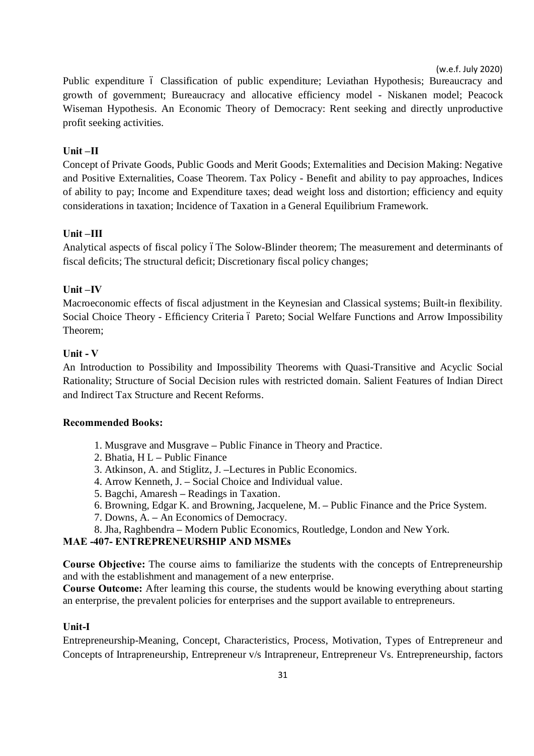Public expenditure ó Classification of public expenditure; Leviathan Hypothesis; Bureaucracy and growth of government; Bureaucracy and allocative efficiency model - Niskanen model; Peacock Wiseman Hypothesis. An Economic Theory of Democracy: Rent seeking and directly unproductive profit seeking activities.

**Unit –II**

Concept of Private Goods, Public Goods and Merit Goods; Externalities and Decision Making: Negative and Positive Externalities, Coase Theorem. Tax Policy - Benefit and ability to pay approaches, Indices of ability to pay; Income and Expenditure taxes; dead weight loss and distortion; efficiency and equity considerations in taxation; Incidence of Taxation in a General Equilibrium Framework.

**Unit –III**

Analytical aspects of fiscal policy ó The Solow-Blinder theorem; The measurement and determinants of fiscal deficits; The structural deficit; Discretionary fiscal policy changes;

**Unit –IV**

Macroeconomic effects of fiscal adjustment in the Keynesian and Classical systems; Built-in flexibility. Social Choice Theory - Efficiency Criteria ó Pareto; Social Welfare Functions and Arrow Impossibility Theorem;

**Unit - V**

An Introduction to Possibility and Impossibility Theorems with Quasi-Transitive and Acyclic Social Rationality; Structure of Social Decision rules with restricted domain. Salient Features of Indian Direct and Indirect Tax Structure and Recent Reforms.

**Recommended Books:**

1. Musgrave and Musgrave – Public Finance in Theory and Practice.
2. Bhatia, H L – Public Finance
3. Atkinson, A. and Stiglitz, J. –Lectures in Public Economics.
4. Arrow Kenneth, J. – Social Choice and Individual value.
5. Bagchi, Amaresh – Readings in Taxation.
6. Browning, Edgar K. and Browning, Jacquelene, M. – Public Finance and the Price System.
7. Downs, A. – An Economics of Democracy.
8. Jha, Raghbendra – Modern Public Economics, Routledge, London and New York.

## MAE -407- ENTREPRENEURSHIP AND MSMEs

**Course Objective:** The course aims to familiarize the students with the concepts of Entrepreneurship and with the establishment and management of a new enterprise.

**Course Outcome:** After learning this course, the students would be knowing everything about starting an enterprise, the prevalent policies for enterprises and the support available to entrepreneurs.

**Unit-I**

Entrepreneurship-Meaning, Concept, Characteristics, Process, Motivation, Types of Entrepreneur and Concepts of Intrapreneurship, Entrepreneur v/s Intrapreneur, Entrepreneur Vs. Entrepreneurship, factors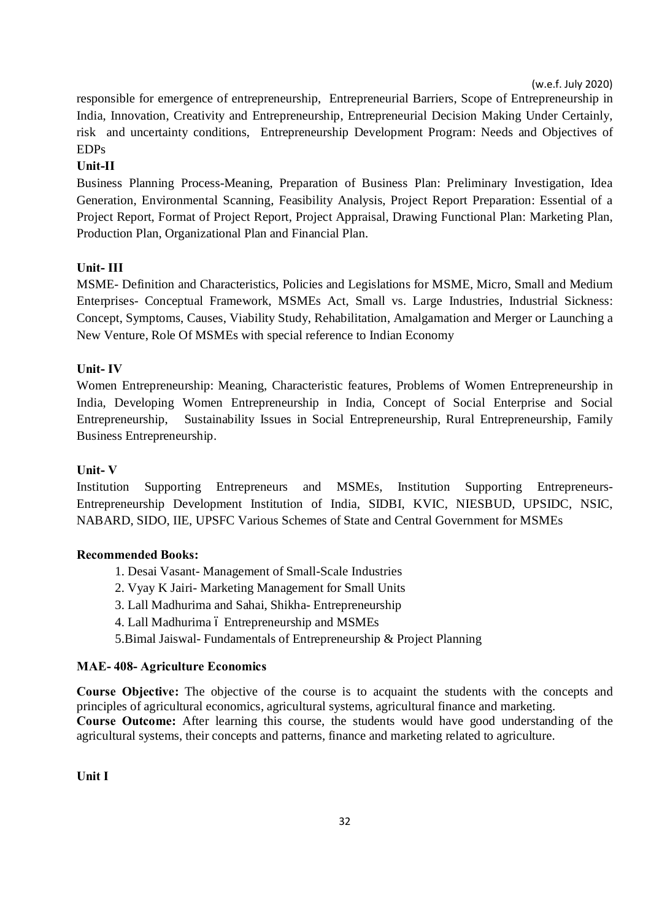responsible for emergence of entrepreneurship, Entrepreneurial Barriers, Scope of Entrepreneurship in India, Innovation, Creativity and Entrepreneurship, Entrepreneurial Decision Making Under Certainly, risk and uncertainty conditions, Entrepreneurship Development Program: Needs and Objectives of EDPs

**Unit-II**

Business Planning Process-Meaning, Preparation of Business Plan: Preliminary Investigation, Idea Generation, Environmental Scanning, Feasibility Analysis, Project Report Preparation: Essential of a Project Report, Format of Project Report, Project Appraisal, Drawing Functional Plan: Marketing Plan, Production Plan, Organizational Plan and Financial Plan.

**Unit- III**

MSME- Definition and Characteristics, Policies and Legislations for MSME, Micro, Small and Medium Enterprises- Conceptual Framework, MSMEs Act, Small vs. Large Industries, Industrial Sickness: Concept, Symptoms, Causes, Viability Study, Rehabilitation, Amalgamation and Merger or Launching a New Venture, Role Of MSMEs with special reference to Indian Economy

**Unit- IV**

Women Entrepreneurship: Meaning, Characteristic features, Problems of Women Entrepreneurship in India, Developing Women Entrepreneurship in India, Concept of Social Enterprise and Social Entrepreneurship, Sustainability Issues in Social Entrepreneurship, Rural Entrepreneurship, Family Business Entrepreneurship.

**Unit- V**

Institution Supporting Entrepreneurs and MSMEs, Institution Supporting Entrepreneurs-Entrepreneurship Development Institution of India, SIDBI, KVIC, NIESBUD, UPSIDC, NSIC, NABARD, SIDO, IIE, UPSFC Various Schemes of State and Central Government for MSMEs

**Recommended Books:**

1. Desai Vasant- Management of Small-Scale Industries
2. Vyay K Jairi- Marketing Management for Small Units
3. Lall Madhurima and Sahai, Shikha- Entrepreneurship
4. Lall Madhurima – Entrepreneurship and MSMEs
5. Bimal Jaiswal- Fundamentals of Entrepreneurship & Project Planning

**MAE- 408- Agriculture Economics**

**Course Objective:** The objective of the course is to acquaint the students with the concepts and principles of agricultural economics, agricultural systems, agricultural finance and marketing.

**Course Outcome:** After learning this course, the students would have good understanding of the agricultural systems, their concepts and patterns, finance and marketing related to agriculture.

**Unit I**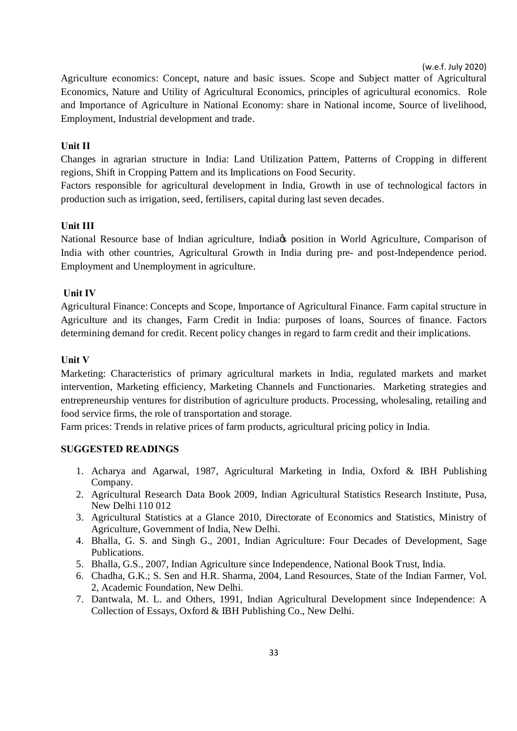(w.e.f. July 2020)

Agriculture economics: Concept, nature and basic issues. Scope and Subject matter of Agricultural Economics, Nature and Utility of Agricultural Economics, principles of agricultural economics. Role and Importance of Agriculture in National Economy: share in National income, Source of livelihood, Employment, Industrial development and trade.

**Unit II**

Changes in agrarian structure in India: Land Utilization Pattern, Patterns of Cropping in different regions, Shift in Cropping Pattern and its Implications on Food Security.

Factors responsible for agricultural development in India, Growth in use of technological factors in production such as irrigation, seed, fertilisers, capital during last seven decades.

**Unit III**

National Resource base of Indian agriculture, India's position in World Agriculture, Comparison of India with other countries, Agricultural Growth in India during pre- and post-Independence period. Employment and Unemployment in agriculture.

**Unit IV**

Agricultural Finance: Concepts and Scope, Importance of Agricultural Finance. Farm capital structure in Agriculture and its changes, Farm Credit in India: purposes of loans, Sources of finance. Factors determining demand for credit. Recent policy changes in regard to farm credit and their implications.

**Unit V**

Marketing: Characteristics of primary agricultural markets in India, regulated markets and market intervention, Marketing efficiency, Marketing Channels and Functionaries. Marketing strategies and entrepreneurship ventures for distribution of agriculture products. Processing, wholesaling, retailing and food service firms, the role of transportation and storage.

Farm prices: Trends in relative prices of farm products, agricultural pricing policy in India.

**SUGGESTED READINGS**

1. Acharya and Agarwal, 1987, Agricultural Marketing in India, Oxford & IBH Publishing Company.
2. Agricultural Research Data Book 2009, Indian Agricultural Statistics Research Institute, Pusa, New Delhi 110 012
3. Agricultural Statistics at a Glance 2010, Directorate of Economics and Statistics, Ministry of Agriculture, Government of India, New Delhi.
4. Bhalla, G. S. and Singh G., 2001, Indian Agriculture: Four Decades of Development, Sage Publications.
5. Bhalla, G.S., 2007, Indian Agriculture since Independence, National Book Trust, India.
6. Chadha, G.K.; S. Sen and H.R. Sharma, 2004, Land Resources, State of the Indian Farmer, Vol. 2, Academic Foundation, New Delhi.
7. Dantwala, M. L. and Others, 1991, Indian Agricultural Development since Independence: A Collection of Essays, Oxford & IBH Publishing Co., New Delhi.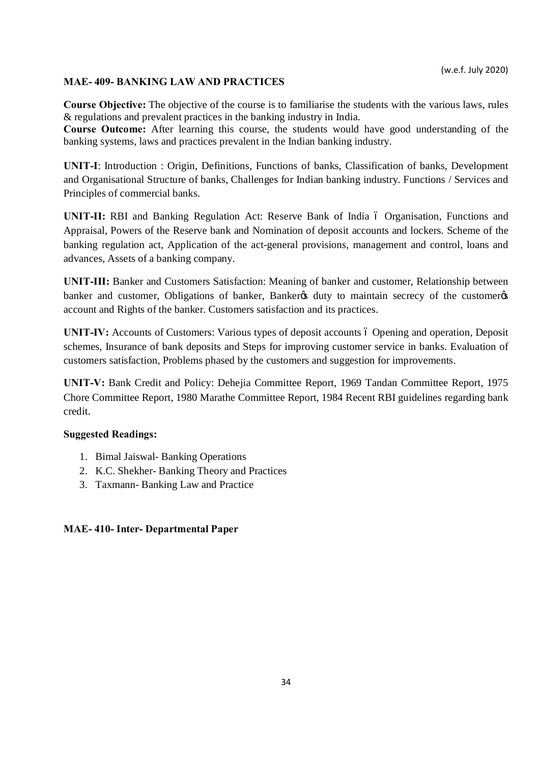(w.e.f. July 2020)

## MAE- 409- BANKING LAW AND PRACTICES

**Course Objective:** The objective of the course is to familiarise the students with the various laws, rules & regulations and prevalent practices in the banking industry in India.

**Course Outcome:** After learning this course, the students would have good understanding of the banking systems, laws and practices prevalent in the Indian banking industry.

**UNIT-I**: Introduction : Origin, Definitions, Functions of banks, Classification of banks, Development and Organisational Structure of banks, Challenges for Indian banking industry. Functions / Services and Principles of commercial banks.

**UNIT-II:** RBI and Banking Regulation Act: Reserve Bank of India – Organisation, Functions and Appraisal, Powers of the Reserve bank and Nomination of deposit accounts and lockers. Scheme of the banking regulation act, Application of the act-general provisions, management and control, loans and advances, Assets of a banking company.

**UNIT-III:** Banker and Customers Satisfaction: Meaning of banker and customer, Relationship between banker and customer, Obligations of banker, Banker's duty to maintain secrecy of the customer's account and Rights of the banker. Customers satisfaction and its practices.

**UNIT-IV:** Accounts of Customers: Various types of deposit accounts – Opening and operation, Deposit schemes, Insurance of bank deposits and Steps for improving customer service in banks. Evaluation of customers satisfaction, Problems phased by the customers and suggestion for improvements.

**UNIT-V:** Bank Credit and Policy: Dehejia Committee Report, 1969 Tandan Committee Report, 1975 Chore Committee Report, 1980 Marathe Committee Report, 1984 Recent RBI guidelines regarding bank credit.

**Suggested Readings:**

1. Bimal Jaiswal- Banking Operations
2. K.C. Shekher- Banking Theory and Practices
3. Taxmann- Banking Law and Practice

## MAE- 410- Inter- Departmental Paper